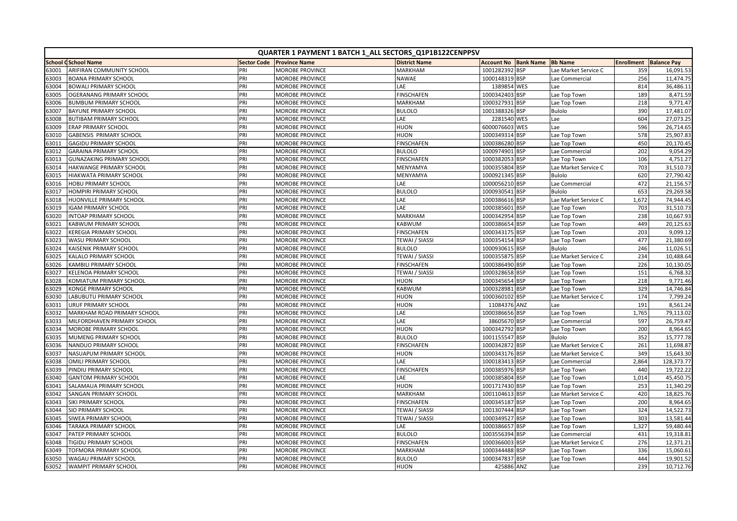# QUARTER 1 PAYMENT 1 BATCH 1_ALL SECTORS_Q1P1B122CENPPSV

| School C | School Name | Sector Code | Province Name | District Name | Account No | Bank Name | Bb Name | Enrollment | Balance Pay |
|---|---|---|---|---|---|---|---|---|---|
| 63001 | ARIFIRAN COMMUNITY SCHOOL | PRI | MOROBE PROVINCE | MARKHAM | 1001282392 | BSP | Lae Market Service C | 359 | 16,091.53 |
| 63003 | BOANA PRIMARY SCHOOL | PRI | MOROBE PROVINCE | NAWAE | 1000148319 | BSP | Lae Commercial | 256 | 11,474.75 |
| 63004 | BOWALI PRIMARY SCHOOL | PRI | MOROBE PROVINCE | LAE | 1389854 | WES | Lae | 814 | 36,486.11 |
| 63005 | OGERANANG PRIMARY SCHOOL | PRI | MOROBE PROVINCE | FINSCHAFEN | 1000342403 | BSP | Lae Top Town | 189 | 8,471.59 |
| 63006 | BUMBUM PRIMARY SCHOOL | PRI | MOROBE PROVINCE | MARKHAM | 1000327931 | BSP | Lae Top Town | 218 | 9,771.47 |
| 63007 | BAYUNE PRIMARY SCHOOL | PRI | MOROBE PROVINCE | BULOLO | 1001388326 | BSP | Bulolo | 390 | 17,481.07 |
| 63008 | BUTIBAM PRIMARY SCHOOL | PRI | MOROBE PROVINCE | LAE | 2281540 | WES | Lae | 604 | 27,073.25 |
| 63009 | ERAP PRIMARY SCHOOL | PRI | MOROBE PROVINCE | HUON | 6000076603 | WES | Lae | 596 | 26,714.65 |
| 63010 | GABENSIS PRIMARY SCHOOL | PRI | MOROBE PROVINCE | HUON | 1000349314 | BSP | Lae Top Town | 578 | 25,907.83 |
| 63011 | GAGIDU PRIMARY SCHOOL | PRI | MOROBE PROVINCE | FINSCHAFEN | 1000386280 | BSP | Lae Top Town | 450 | 20,170.45 |
| 63012 | GARAINA PRIMARY SCHOOL | PRI | MOROBE PROVINCE | BULOLO | 1000974901 | BSP | Lae Commercial | 202 | 9,054.29 |
| 63013 | GUNAZAKING PRIMARY SCHOOL | PRI | MOROBE PROVINCE | FINSCHAFEN | 1000382053 | BSP | Lae Top Town | 106 | 4,751.27 |
| 63014 | HAKWANGE PRIMARY SCHOOL | PRI | MOROBE PROVINCE | MENYAMYA | 1000355804 | BSP | Lae Market Service C | 703 | 31,510.73 |
| 63015 | HIAKWATA PRIMARY SCHOOL | PRI | MOROBE PROVINCE | MENYAMYA | 1000921345 | BSP | Bulolo | 620 | 27,790.42 |
| 63016 | HOBU PRIMARY SCHOOL | PRI | MOROBE PROVINCE | LAE | 1000056210 | BSP | Lae Commercial | 472 | 21,156.57 |
| 63017 | HOMPIRI PRIMARY SCHOOL | PRI | MOROBE PROVINCE | BULOLO | 1000930541 | BSP | Bulolo | 653 | 29,269.58 |
| 63018 | HUONVILLE PRIMARY SCHOOL | PRI | MOROBE PROVINCE | LAE | 1000386616 | BSP | Lae Market Service C | 1,672 | 74,944.45 |
| 63019 | IGAM PRIMARY SCHOOL | PRI | MOROBE PROVINCE | LAE | 1000385601 | BSP | Lae Top Town | 703 | 31,510.73 |
| 63020 | INTOAP PRIMARY SCHOOL | PRI | MOROBE PROVINCE | MARKHAM | 1000342954 | BSP | Lae Top Town | 238 | 10,667.93 |
| 63021 | KABWUM PRIMARY SCHOOL | PRI | MOROBE PROVINCE | KABWUM | 1000386654 | BSP | Lae Top Town | 449 | 20,125.63 |
| 63022 | KEREGIA PRIMARY SCHOOL | PRI | MOROBE PROVINCE | FINSCHAFEN | 1000343175 | BSP | Lae Top Town | 203 | 9,099.12 |
| 63023 | WASU PRIMARY SCHOOL | PRI | MOROBE PROVINCE | TEWAI / SIASSI | 1000354154 | BSP | Lae Top Town | 477 | 21,380.69 |
| 63024 | KAISENIK PRIMARY SCHOOL | PRI | MOROBE PROVINCE | BULOLO | 1000930615 | BSP | Bulolo | 246 | 11,026.51 |
| 63025 | KALALO PRIMARY SCHOOL | PRI | MOROBE PROVINCE | TEWAI / SIASSI | 1000355875 | BSP | Lae Market Service C | 234 | 10,488.64 |
| 63026 | KAMBILI PRIMARY SCHOOL | PRI | MOROBE PROVINCE | FINSCHAFEN | 1000386490 | BSP | Lae Top Town | 226 | 10,130.05 |
| 63027 | KELENOA PRIMARY SCHOOL | PRI | MOROBE PROVINCE | TEWAI / SIASSI | 1000328658 | BSP | Lae Top Town | 151 | 6,768.32 |
| 63028 | KOMIATUM PRIMARY SCHOOL | PRI | MOROBE PROVINCE | HUON | 1000345654 | BSP | Lae Top Town | 218 | 9,771.46 |
| 63029 | KONGE PRIMARY SCHOOL | PRI | MOROBE PROVINCE | KABWUM | 1000328981 | BSP | Lae Top Town | 329 | 14,746.84 |
| 63030 | LABUBUTU PRIMARY SCHOOL | PRI | MOROBE PROVINCE | HUON | 1000360102 | BSP | Lae Market Service C | 174 | 7,799.24 |
| 63031 | URUF PRIMARY SCHOOL | PRI | MOROBE PROVINCE | HUON | 11084376 | ANZ | Lae | 191 | 8,561.24 |
| 63032 | MARKHAM ROAD PRIMARY SCHOOL | PRI | MOROBE PROVINCE | LAE | 1000386656 | BSP | Lae Top Town | 1,765 | 79,113.02 |
| 63033 | MILFORDHAVEN PRIMARY SCHOOL | PRI | MOROBE PROVINCE | LAE | 38605670 | BSP | Lae Commercial | 597 | 26,759.47 |
| 63034 | MOROBE PRIMARY SCHOOL | PRI | MOROBE PROVINCE | HUON | 1000342792 | BSP | Lae Top Town | 200 | 8,964.65 |
| 63035 | MUMENG PRIMARY SCHOOL | PRI | MOROBE PROVINCE | BULOLO | 1001155547 | BSP | Bulolo | 352 | 15,777.78 |
| 63036 | NANDUO PRIMARY SCHOOL | PRI | MOROBE PROVINCE | FINSCHAFEN | 1000342872 | BSP | Lae Market Service C | 261 | 11,698.87 |
| 63037 | NASUAPUM PRIMARY SCHOOL | PRI | MOROBE PROVINCE | HUON | 1000343176 | BSP | Lae Market Service C | 349 | 15,643.30 |
| 63038 | OMILI PRIMARY SCHOOL | PRI | MOROBE PROVINCE | LAE | 1000183413 | BSP | Lae Commercial | 2,864 | 128,373.77 |
| 63039 | PINDIU PRIMARY SCHOOL | PRI | MOROBE PROVINCE | FINSCHAFEN | 1000385976 | BSP | Lae Top Town | 440 | 19,722.22 |
| 63040 | GANTOM PRIMARY SCHOOL | PRI | MOROBE PROVINCE | LAE | 1000385804 | BSP | Lae Top Town | 1,014 | 45,450.75 |
| 63041 | SALAMAUA PRIMARY SCHOOL | PRI | MOROBE PROVINCE | HUON | 1001717430 | BSP | Lae Top Town | 253 | 11,340.29 |
| 63042 | SANGAN PRIMARY SCHOOL | PRI | MOROBE PROVINCE | MARKHAM | 1001104613 | BSP | Lae Market Service C | 420 | 18,825.76 |
| 63043 | SIKI PRIMARY SCHOOL | PRI | MOROBE PROVINCE | FINSCHAFEN | 1000345187 | BSP | Lae Top Town | 200 | 8,964.65 |
| 63044 | SIO PRIMARY SCHOOL | PRI | MOROBE PROVINCE | TEWAI / SIASSI | 1001307444 | BSP | Lae Top Town | 324 | 14,522.73 |
| 63045 | SIWEA PRIMARY SCHOOL | PRI | MOROBE PROVINCE | TEWAI / SIASSI | 1000349527 | BSP | Lae Top Town | 303 | 13,581.44 |
| 63046 | TARAKA PRIMARY SCHOOL | PRI | MOROBE PROVINCE | LAE | 1000386657 | BSP | Lae Top Town | 1,327 | 59,480.44 |
| 63047 | PATEP PRIMARY SCHOOL | PRI | MOROBE PROVINCE | BULOLO | 1003556394 | BSP | Lae Commercial | 431 | 19,318.81 |
| 63048 | TIGIDU PRIMARY SCHOOL | PRI | MOROBE PROVINCE | FINSCHAFEN | 1000366003 | BSP | Lae Market Service C | 276 | 12,371.21 |
| 63049 | TOFMORA PRIMARY SCHOOL | PRI | MOROBE PROVINCE | MARKHAM | 1000344488 | BSP | Lae Top Town | 336 | 15,060.61 |
| 63050 | WAGAU PRIMARY SCHOOL | PRI | MOROBE PROVINCE | BULOLO | 1000347837 | BSP | Lae Top Town | 444 | 19,901.52 |
| 63052 | WAMPIT PRIMARY SCHOOL | PRI | MOROBE PROVINCE | HUON | 425886 | ANZ | Lae | 239 | 10,712.76 |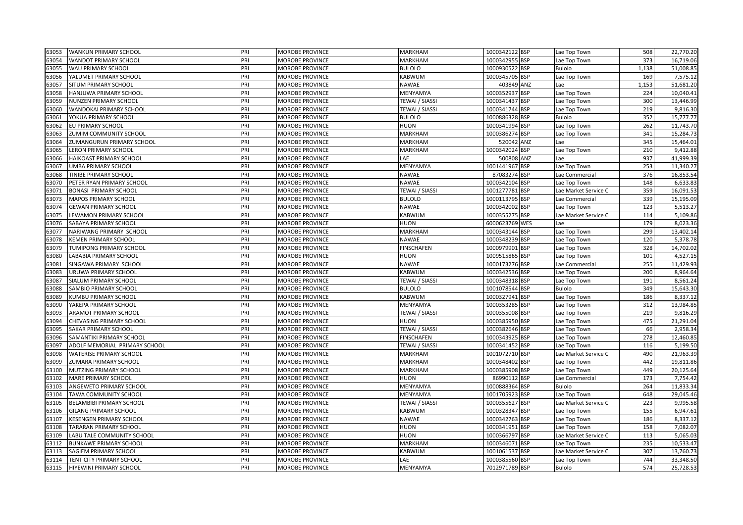| | | | | | | | | | |
|---|---|---|---|---|---|---|---|---|---|
| 63053 | WANKUN PRIMARY SCHOOL | PRI | MOROBE PROVINCE | MARKHAM | 1000342122 | BSP | Lae Top Town | 508 | 22,770.20 |
| 63054 | WANDOT PRIMARY SCHOOL | PRI | MOROBE PROVINCE | MARKHAM | 1000342955 | BSP | Lae Top Town | 373 | 16,719.06 |
| 63055 | WAU PRIMARY SCHOOL | PRI | MOROBE PROVINCE | BULOLO | 1000930522 | BSP | Bulolo | 1,138 | 51,008.85 |
| 63056 | YALUMET PRIMARY SCHOOL | PRI | MOROBE PROVINCE | KABWUM | 1000345705 | BSP | Lae Top Town | 169 | 7,575.12 |
| 63057 | SITUM PRIMARY SCHOOL | PRI | MOROBE PROVINCE | NAWAE | 403849 | ANZ | Lae | 1,153 | 51,681.20 |
| 63058 | HANJUWA PRIMARY SCHOOL | PRI | MOROBE PROVINCE | MENYAMYA | 1000352937 | BSP | Lae Top Town | 224 | 10,040.41 |
| 63059 | NUNZEN PRIMARY SCHOOL | PRI | MOROBE PROVINCE | TEWAI / SIASSI | 1000341437 | BSP | Lae Top Town | 300 | 13,446.99 |
| 63060 | WANDOKAI PRIMARY SCHOOL | PRI | MOROBE PROVINCE | TEWAI / SIASSI | 1000341744 | BSP | Lae Top Town | 219 | 9,816.30 |
| 63061 | YOKUA PRIMARY SCHOOL | PRI | MOROBE PROVINCE | BULOLO | 1000886328 | BSP | Bulolo | 352 | 15,777.77 |
| 63062 | EU PRIMARY SCHOOL | PRI | MOROBE PROVINCE | HUON | 1000341994 | BSP | Lae Top Town | 262 | 11,743.70 |
| 63063 | ZUMIM COMMUNITY SCHOOL | PRI | MOROBE PROVINCE | MARKHAM | 1000386274 | BSP | Lae Top Town | 341 | 15,284.73 |
| 63064 | ZUMANGURUN PRIMARY SCHOOL | PRI | MOROBE PROVINCE | MARKHAM | 520042 | ANZ | Lae | 345 | 15,464.01 |
| 63065 | LERON PRIMARY SCHOOL | PRI | MOROBE PROVINCE | MARKHAM | 1000342024 | BSP | Lae Top Town | 210 | 9,412.88 |
| 63066 | HAIKOAST PRIMARY SCHOOL | PRI | MOROBE PROVINCE | LAE | 500808 | ANZ | Lae | 937 | 41,999.39 |
| 63067 | UMBA PRIMARY SCHOOL | PRI | MOROBE PROVINCE | MENYAMYA | 1001441967 | BSP | Lae Top Town | 253 | 11,340.27 |
| 63068 | TINIBE PRIMARY SCHOOL | PRI | MOROBE PROVINCE | NAWAE | 87083274 | BSP | Lae Commercial | 376 | 16,853.54 |
| 63070 | PETER RYAN PRIMARY SCHOOL | PRI | MOROBE PROVINCE | NAWAE | 1000342104 | BSP | Lae Top Town | 148 | 6,633.83 |
| 63071 | BONASI PRIMARY SCHOOL | PRI | MOROBE PROVINCE | TEWAI / SIASSI | 1001277781 | BSP | Lae Market Service C | 359 | 16,091.53 |
| 63073 | MAPOS PRIMARY SCHOOL | PRI | MOROBE PROVINCE | BULOLO | 1000113795 | BSP | Lae Commercial | 339 | 15,195.09 |
| 63074 | GEWAN PRIMARY SCHOOL | PRI | MOROBE PROVINCE | NAWAE | 1000342002 | BSP | Lae Top Town | 123 | 5,513.27 |
| 63075 | LEWAMON PRIMARY SCHOOL | PRI | MOROBE PROVINCE | KABWUM | 1000355275 | BSP | Lae Market Service C | 114 | 5,109.86 |
| 63076 | SABAYA PRIMARY SCHOOL | PRI | MOROBE PROVINCE | HUON | 6000623769 | WES | Lae | 179 | 8,023.36 |
| 63077 | NARIWANG PRIMARY SCHOOL | PRI | MOROBE PROVINCE | MARKHAM | 1000343144 | BSP | Lae Top Town | 299 | 13,402.14 |
| 63078 | KEMEN PRIMARY SCHOOL | PRI | MOROBE PROVINCE | NAWAE | 1000348239 | BSP | Lae Top Town | 120 | 5,378.78 |
| 63079 | TUMIPONG PRIMARY SCHOOL | PRI | MOROBE PROVINCE | FINSCHAFEN | 1000979901 | BSP | Lae Top Town | 328 | 14,702.02 |
| 63080 | LABABIA PRIMARY SCHOOL | PRI | MOROBE PROVINCE | HUON | 1009515865 | BSP | Lae Top Town | 101 | 4,527.15 |
| 63081 | SINGAWA PRIMARY SCHOOL | PRI | MOROBE PROVINCE | NAWAE | 1000173276 | BSP | Lae Commercial | 255 | 11,429.93 |
| 63083 | URUWA PRIMARY SCHOOL | PRI | MOROBE PROVINCE | KABWUM | 1000342536 | BSP | Lae Top Town | 200 | 8,964.64 |
| 63087 | SIALUM PRIMARY SCHOOL | PRI | MOROBE PROVINCE | TEWAI / SIASSI | 1000348318 | BSP | Lae Top Town | 191 | 8,561.24 |
| 63088 | SAMBIO PRIMARY SCHOOL | PRI | MOROBE PROVINCE | BULOLO | 1001078544 | BSP | Bulolo | 349 | 15,643.30 |
| 63089 | KUMBU PRIMARY SCHOOL | PRI | MOROBE PROVINCE | KABWUM | 1000327941 | BSP | Lae Top Town | 186 | 8,337.12 |
| 63090 | YAKEPA PRIMARY SCHOOL | PRI | MOROBE PROVINCE | MENYAMYA | 1000353285 | BSP | Lae Top Town | 312 | 13,984.85 |
| 63093 | ARAMOT PRIMARY SCHOOL | PRI | MOROBE PROVINCE | TEWAI / SIASSI | 1000355008 | BSP | Lae Top Town | 219 | 9,816.29 |
| 63094 | CHEVASING PRIMARY SCHOOL | PRI | MOROBE PROVINCE | HUON | 1000385950 | BSP | Lae Top Town | 475 | 21,291.04 |
| 63095 | SAKAR PRIMARY SCHOOL | PRI | MOROBE PROVINCE | TEWAI / SIASSI | 1000382646 | BSP | Lae Top Town | 66 | 2,958.34 |
| 63096 | SAMANTIKI PRIMARY SCHOOL | PRI | MOROBE PROVINCE | FINSCHAFEN | 1000343925 | BSP | Lae Top Town | 278 | 12,460.85 |
| 63097 | ADOLF MEMORIAL PRIMARY SCHOOL | PRI | MOROBE PROVINCE | TEWAI / SIASSI | 1000341452 | BSP | Lae Top Town | 116 | 5,199.50 |
| 63098 | WATERISE PRIMARY SCHOOL | PRI | MOROBE PROVINCE | MARKHAM | 1001072710 | BSP | Lae Market Service C | 490 | 21,963.39 |
| 63099 | ZUMARA PRIMARY SCHOOL | PRI | MOROBE PROVINCE | MARKHAM | 1000348402 | BSP | Lae Top Town | 442 | 19,811.86 |
| 63100 | MUTZING PRIMARY SCHOOL | PRI | MOROBE PROVINCE | MARKHAM | 1000385908 | BSP | Lae Top Town | 449 | 20,125.64 |
| 63102 | MARE PRIMARY SCHOOL | PRI | MOROBE PROVINCE | HUON | 86990112 | BSP | Lae Commercial | 173 | 7,754.42 |
| 63103 | ANGEWETO PRIMARY SCHOOL | PRI | MOROBE PROVINCE | MENYAMYA | 1000888364 | BSP | Bulolo | 264 | 11,833.34 |
| 63104 | TAWA COMMUNITY SCHOOL | PRI | MOROBE PROVINCE | MENYAMYA | 1001705923 | BSP | Lae Top Town | 648 | 29,045.46 |
| 63105 | BELAMBIBI PRIMARY SCHOOL | PRI | MOROBE PROVINCE | TEWAI / SIASSI | 1000355627 | BSP | Lae Market Service C | 223 | 9,995.58 |
| 63106 | GILANG PRIMARY SCHOOL | PRI | MOROBE PROVINCE | KABWUM | 1000328347 | BSP | Lae Top Town | 155 | 6,947.61 |
| 63107 | KESENGEN PRIMARY SCHOOL | PRI | MOROBE PROVINCE | NAWAE | 1000342763 | BSP | Lae Top Town | 186 | 8,337.12 |
| 63108 | TARARAN PRIMARY SCHOOL | PRI | MOROBE PROVINCE | HUON | 1000341951 | BSP | Lae Top Town | 158 | 7,082.07 |
| 63109 | LABU TALE COMMUNITY SCHOOL | PRI | MOROBE PROVINCE | HUON | 1000366797 | BSP | Lae Market Service C | 113 | 5,065.03 |
| 63112 | BUNKAWE PRIMARY SCHOOL | PRI | MOROBE PROVINCE | MARKHAM | 1000346071 | BSP | Lae Top Town | 235 | 10,533.47 |
| 63113 | SAGIEM PRIMARY SCHOOL | PRI | MOROBE PROVINCE | KABWUM | 1001061537 | BSP | Lae Market Service C | 307 | 13,760.73 |
| 63114 | TENT CITY PRIMARY SCHOOL | PRI | MOROBE PROVINCE | LAE | 1000385560 | BSP | Lae Top Town | 744 | 33,348.50 |
| 63115 | HIYEWINI PRIMARY SCHOOL | PRI | MOROBE PROVINCE | MENYAMYA | 7012971789 | BSP | Bulolo | 574 | 25,728.53 |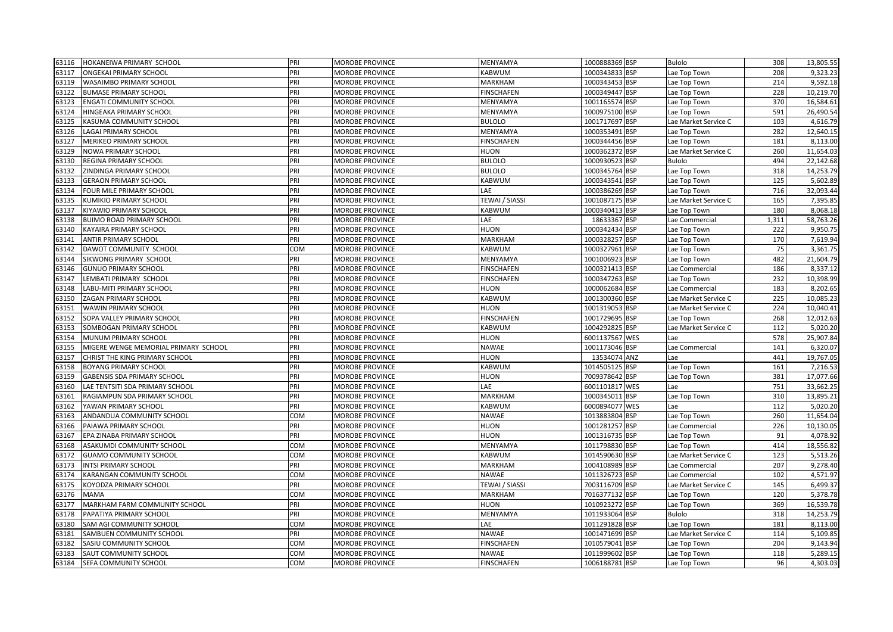| 63116 | HOKANEIWA PRIMARY SCHOOL | PRI | MOROBE PROVINCE | MENYAMYA | 1000888369 | BSP | Bulolo | 308 | 13,805.55 |
|---|---|---|---|---|---|---|---|---|---|
| 63117 | ONGEKAI PRIMARY SCHOOL | PRI | MOROBE PROVINCE | KABWUM | 1000343833 | BSP | Lae Top Town | 208 | 9,323.23 |
| 63119 | WASAIMBO PRIMARY SCHOOL | PRI | MOROBE PROVINCE | MARKHAM | 1000343453 | BSP | Lae Top Town | 214 | 9,592.18 |
| 63122 | BUMASE PRIMARY SCHOOL | PRI | MOROBE PROVINCE | FINSCHAFEN | 1000349447 | BSP | Lae Top Town | 228 | 10,219.70 |
| 63123 | ENGATI COMMUNITY SCHOOL | PRI | MOROBE PROVINCE | MENYAMYA | 1001165574 | BSP | Lae Top Town | 370 | 16,584.61 |
| 63124 | HINGEAKA PRIMARY SCHOOL | PRI | MOROBE PROVINCE | MENYAMYA | 1000975100 | BSP | Lae Top Town | 591 | 26,490.54 |
| 63125 | KASUMA COMMUNITY SCHOOL | PRI | MOROBE PROVINCE | BULOLO | 1001717697 | BSP | Lae Market Service C | 103 | 4,616.79 |
| 63126 | LAGAI PRIMARY SCHOOL | PRI | MOROBE PROVINCE | MENYAMYA | 1000353491 | BSP | Lae Top Town | 282 | 12,640.15 |
| 63127 | MERIKEO PRIMARY SCHOOL | PRI | MOROBE PROVINCE | FINSCHAFEN | 1000344456 | BSP | Lae Top Town | 181 | 8,113.00 |
| 63129 | NOWA PRIMARY SCHOOL | PRI | MOROBE PROVINCE | HUON | 1000362372 | BSP | Lae Market Service C | 260 | 11,654.03 |
| 63130 | REGINA PRIMARY SCHOOL | PRI | MOROBE PROVINCE | BULOLO | 1000930523 | BSP | Bulolo | 494 | 22,142.68 |
| 63132 | ZINDINGA PRIMARY SCHOOL | PRI | MOROBE PROVINCE | BULOLO | 1000345764 | BSP | Lae Top Town | 318 | 14,253.79 |
| 63133 | GERAON PRIMARY SCHOOL | PRI | MOROBE PROVINCE | KABWUM | 1000343541 | BSP | Lae Top Town | 125 | 5,602.89 |
| 63134 | FOUR MILE PRIMARY SCHOOL | PRI | MOROBE PROVINCE | LAE | 1000386269 | BSP | Lae Top Town | 716 | 32,093.44 |
| 63135 | KUMIKIO PRIMARY SCHOOL | PRI | MOROBE PROVINCE | TEWAI / SIASSI | 1001087175 | BSP | Lae Market Service C | 165 | 7,395.85 |
| 63137 | KIYAWIO PRIMARY SCHOOL | PRI | MOROBE PROVINCE | KABWUM | 1000340413 | BSP | Lae Top Town | 180 | 8,068.18 |
| 63138 | BUIMO ROAD PRIMARY SCHOOL | PRI | MOROBE PROVINCE | LAE | 18633367 | BSP | Lae Commercial | 1,311 | 58,763.26 |
| 63140 | KAYAIRA PRIMARY SCHOOL | PRI | MOROBE PROVINCE | HUON | 1000342434 | BSP | Lae Top Town | 222 | 9,950.75 |
| 63141 | ANTIR PRIMARY SCHOOL | PRI | MOROBE PROVINCE | MARKHAM | 1000328257 | BSP | Lae Top Town | 170 | 7,619.94 |
| 63142 | DAWOT COMMUNITY SCHOOL | COM | MOROBE PROVINCE | KABWUM | 1000327961 | BSP | Lae Top Town | 75 | 3,361.75 |
| 63144 | SIKWONG PRIMARY SCHOOL | PRI | MOROBE PROVINCE | MENYAMYA | 1001006923 | BSP | Lae Top Town | 482 | 21,604.79 |
| 63146 | GUNUO PRIMARY SCHOOL | PRI | MOROBE PROVINCE | FINSCHAFEN | 1000321413 | BSP | Lae Commercial | 186 | 8,337.12 |
| 63147 | LEMBATI PRIMARY SCHOOL | PRI | MOROBE PROVINCE | FINSCHAFEN | 1000347263 | BSP | Lae Top Town | 232 | 10,398.99 |
| 63148 | LABU-MITI PRIMARY SCHOOL | PRI | MOROBE PROVINCE | HUON | 1000062684 | BSP | Lae Commercial | 183 | 8,202.65 |
| 63150 | ZAGAN PRIMARY SCHOOL | PRI | MOROBE PROVINCE | KABWUM | 1001300360 | BSP | Lae Market Service C | 225 | 10,085.23 |
| 63151 | WAWIN PRIMARY SCHOOL | PRI | MOROBE PROVINCE | HUON | 1001319053 | BSP | Lae Market Service C | 224 | 10,040.41 |
| 63152 | SOPA VALLEY PRIMARY SCHOOL | PRI | MOROBE PROVINCE | FINSCHAFEN | 1001729695 | BSP | Lae Top Town | 268 | 12,012.63 |
| 63153 | SOMBOGAN PRIMARY SCHOOL | PRI | MOROBE PROVINCE | KABWUM | 1004292825 | BSP | Lae Market Service C | 112 | 5,020.20 |
| 63154 | MUNUM PRIMARY SCHOOL | PRI | MOROBE PROVINCE | HUON | 6001137567 | WES | Lae | 578 | 25,907.84 |
| 63155 | MIGERE WENGE MEMORIAL PRIMARY SCHOOL | PRI | MOROBE PROVINCE | NAWAE | 1001173046 | BSP | Lae Commercial | 141 | 6,320.07 |
| 63157 | CHRIST THE KING PRIMARY SCHOOL | PRI | MOROBE PROVINCE | HUON | 13534074 | ANZ | Lae | 441 | 19,767.05 |
| 63158 | BOYANG PRIMARY SCHOOL | PRI | MOROBE PROVINCE | KABWUM | 1014505125 | BSP | Lae Top Town | 161 | 7,216.53 |
| 63159 | GABENSIS SDA PRIMARY SCHOOL | PRI | MOROBE PROVINCE | HUON | 7009378642 | BSP | Lae Top Town | 381 | 17,077.66 |
| 63160 | LAE TENTSITI SDA PRIMARY SCHOOL | PRI | MOROBE PROVINCE | LAE | 6001101817 | WES | Lae | 751 | 33,662.25 |
| 63161 | RAGIAMPUN SDA PRIMARY SCHOOL | PRI | MOROBE PROVINCE | MARKHAM | 1000345011 | BSP | Lae Top Town | 310 | 13,895.21 |
| 63162 | YAWAN PRIMARY SCHOOL | PRI | MOROBE PROVINCE | KABWUM | 6000894077 | WES | Lae | 112 | 5,020.20 |
| 63163 | ANDANDUA COMMUNITY SCHOOL | COM | MOROBE PROVINCE | NAWAE | 1013883804 | BSP | Lae Top Town | 260 | 11,654.04 |
| 63166 | PAIAWA PRIMARY SCHOOL | PRI | MOROBE PROVINCE | HUON | 1001281257 | BSP | Lae Commercial | 226 | 10,130.05 |
| 63167 | EPA ZINABA PRIMARY SCHOOL | PRI | MOROBE PROVINCE | HUON | 1001316735 | BSP | Lae Top Town | 91 | 4,078.92 |
| 63168 | ASAKUMDI COMMUNITY SCHOOL | COM | MOROBE PROVINCE | MENYAMYA | 1011798830 | BSP | Lae Top Town | 414 | 18,556.82 |
| 63172 | GUAMO COMMUNITY SCHOOL | COM | MOROBE PROVINCE | KABWUM | 1014590630 | BSP | Lae Market Service C | 123 | 5,513.26 |
| 63173 | INTSI PRIMARY SCHOOL | PRI | MOROBE PROVINCE | MARKHAM | 1004108989 | BSP | Lae Commercial | 207 | 9,278.40 |
| 63174 | KARANGAN COMMUNITY SCHOOL | COM | MOROBE PROVINCE | NAWAE | 1011326723 | BSP | Lae Commercial | 102 | 4,571.97 |
| 63175 | KOYODZA PRIMARY SCHOOL | PRI | MOROBE PROVINCE | TEWAI / SIASSI | 7003116709 | BSP | Lae Market Service C | 145 | 6,499.37 |
| 63176 | MAMA | COM | MOROBE PROVINCE | MARKHAM | 7016377132 | BSP | Lae Top Town | 120 | 5,378.78 |
| 63177 | MARKHAM FARM COMMUNITY SCHOOL | PRI | MOROBE PROVINCE | HUON | 1010923272 | BSP | Lae Top Town | 369 | 16,539.78 |
| 63178 | PAPATIYA PRIMARY SCHOOL | PRI | MOROBE PROVINCE | MENYAMYA | 1011933064 | BSP | Bulolo | 318 | 14,253.79 |
| 63180 | SAM AGI COMMUNITY SCHOOL | COM | MOROBE PROVINCE | LAE | 1011291828 | BSP | Lae Top Town | 181 | 8,113.00 |
| 63181 | SAMBUEN COMMUNITY SCHOOL | PRI | MOROBE PROVINCE | NAWAE | 1001471699 | BSP | Lae Market Service C | 114 | 5,109.85 |
| 63182 | SASIU COMMUNITY SCHOOL | COM | MOROBE PROVINCE | FINSCHAFEN | 1010579041 | BSP | Lae Top Town | 204 | 9,143.94 |
| 63183 | SAUT COMMUNITY SCHOOL | COM | MOROBE PROVINCE | NAWAE | 1011999602 | BSP | Lae Top Town | 118 | 5,289.15 |
| 63184 | SEFA COMMUNITY SCHOOL | COM | MOROBE PROVINCE | FINSCHAFEN | 1006188781 | BSP | Lae Top Town | 96 | 4,303.03 |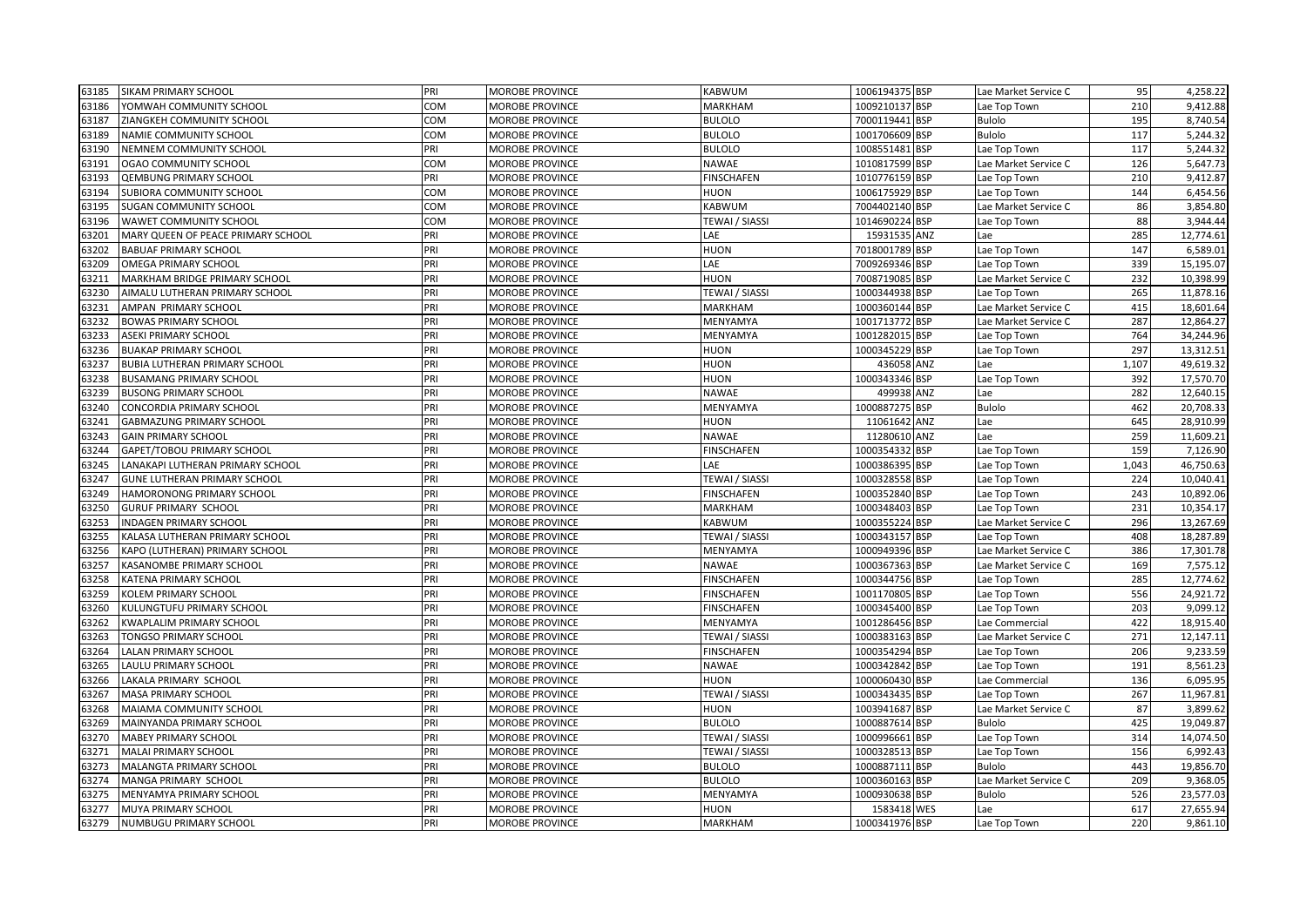| | | | | | | | | | |
|---|---|---|---|---|---|---|---|---|---|
| 63185 | SIKAM PRIMARY SCHOOL | PRI | MOROBE PROVINCE | KABWUM | 1006194375 | BSP | Lae Market Service C | 95 | 4,258.22 |
| 63186 | YOMWAH COMMUNITY SCHOOL | COM | MOROBE PROVINCE | MARKHAM | 1009210137 | BSP | Lae Top Town | 210 | 9,412.88 |
| 63187 | ZIANGKEH COMMUNITY SCHOOL | COM | MOROBE PROVINCE | BULOLO | 7000119441 | BSP | Bulolo | 195 | 8,740.54 |
| 63189 | NAMIE COMMUNITY SCHOOL | COM | MOROBE PROVINCE | BULOLO | 1001706609 | BSP | Bulolo | 117 | 5,244.32 |
| 63190 | NEMNEM COMMUNITY SCHOOL | PRI | MOROBE PROVINCE | BULOLO | 1008551481 | BSP | Lae Top Town | 117 | 5,244.32 |
| 63191 | OGAO COMMUNITY SCHOOL | COM | MOROBE PROVINCE | NAWAE | 1010817599 | BSP | Lae Market Service C | 126 | 5,647.73 |
| 63193 | QEMBUNG PRIMARY SCHOOL | PRI | MOROBE PROVINCE | FINSCHAFEN | 1010776159 | BSP | Lae Top Town | 210 | 9,412.87 |
| 63194 | SUBIORA COMMUNITY SCHOOL | COM | MOROBE PROVINCE | HUON | 1006175929 | BSP | Lae Top Town | 144 | 6,454.56 |
| 63195 | SUGAN COMMUNITY SCHOOL | COM | MOROBE PROVINCE | KABWUM | 7004402140 | BSP | Lae Market Service C | 86 | 3,854.80 |
| 63196 | WAWET COMMUNITY SCHOOL | COM | MOROBE PROVINCE | TEWAI / SIASSI | 1014690224 | BSP | Lae Top Town | 88 | 3,944.44 |
| 63201 | MARY QUEEN OF PEACE PRIMARY SCHOOL | PRI | MOROBE PROVINCE | LAE | 15931535 | ANZ | Lae | 285 | 12,774.61 |
| 63202 | BABUAF PRIMARY SCHOOL | PRI | MOROBE PROVINCE | HUON | 7018001789 | BSP | Lae Top Town | 147 | 6,589.01 |
| 63209 | OMEGA PRIMARY SCHOOL | PRI | MOROBE PROVINCE | LAE | 7009269346 | BSP | Lae Top Town | 339 | 15,195.07 |
| 63211 | MARKHAM BRIDGE PRIMARY SCHOOL | PRI | MOROBE PROVINCE | HUON | 7008719085 | BSP | Lae Market Service C | 232 | 10,398.99 |
| 63230 | AIMALU LUTHERAN PRIMARY SCHOOL | PRI | MOROBE PROVINCE | TEWAI / SIASSI | 1000344938 | BSP | Lae Top Town | 265 | 11,878.16 |
| 63231 | AMPAN PRIMARY SCHOOL | PRI | MOROBE PROVINCE | MARKHAM | 1000360144 | BSP | Lae Market Service C | 415 | 18,601.64 |
| 63232 | BOWAS PRIMARY SCHOOL | PRI | MOROBE PROVINCE | MENYAMYA | 1001713772 | BSP | Lae Market Service C | 287 | 12,864.27 |
| 63233 | ASEKI PRIMARY SCHOOL | PRI | MOROBE PROVINCE | MENYAMYA | 1001282015 | BSP | Lae Top Town | 764 | 34,244.96 |
| 63236 | BUAKAP PRIMARY SCHOOL | PRI | MOROBE PROVINCE | HUON | 1000345229 | BSP | Lae Top Town | 297 | 13,312.51 |
| 63237 | BUBIA LUTHERAN PRIMARY SCHOOL | PRI | MOROBE PROVINCE | HUON | 436058 | ANZ | Lae | 1,107 | 49,619.32 |
| 63238 | BUSAMANG PRIMARY SCHOOL | PRI | MOROBE PROVINCE | HUON | 1000343346 | BSP | Lae Top Town | 392 | 17,570.70 |
| 63239 | BUSONG PRIMARY SCHOOL | PRI | MOROBE PROVINCE | NAWAE | 499938 | ANZ | Lae | 282 | 12,640.15 |
| 63240 | CONCORDIA PRIMARY SCHOOL | PRI | MOROBE PROVINCE | MENYAMYA | 1000887275 | BSP | Bulolo | 462 | 20,708.33 |
| 63241 | GABMAZUNG PRIMARY SCHOOL | PRI | MOROBE PROVINCE | HUON | 11061642 | ANZ | Lae | 645 | 28,910.99 |
| 63243 | GAIN PRIMARY SCHOOL | PRI | MOROBE PROVINCE | NAWAE | 11280610 | ANZ | Lae | 259 | 11,609.21 |
| 63244 | GAPET/TOBOU PRIMARY SCHOOL | PRI | MOROBE PROVINCE | FINSCHAFEN | 1000354332 | BSP | Lae Top Town | 159 | 7,126.90 |
| 63245 | LANAKAPI LUTHERAN PRIMARY SCHOOL | PRI | MOROBE PROVINCE | LAE | 1000386395 | BSP | Lae Top Town | 1,043 | 46,750.63 |
| 63247 | GUNE LUTHERAN PRIMARY SCHOOL | PRI | MOROBE PROVINCE | TEWAI / SIASSI | 1000328558 | BSP | Lae Top Town | 224 | 10,040.41 |
| 63249 | HAMORONONG PRIMARY SCHOOL | PRI | MOROBE PROVINCE | FINSCHAFEN | 1000352840 | BSP | Lae Top Town | 243 | 10,892.06 |
| 63250 | GURUF PRIMARY SCHOOL | PRI | MOROBE PROVINCE | MARKHAM | 1000348403 | BSP | Lae Top Town | 231 | 10,354.17 |
| 63253 | INDAGEN PRIMARY SCHOOL | PRI | MOROBE PROVINCE | KABWUM | 1000355224 | BSP | Lae Market Service C | 296 | 13,267.69 |
| 63255 | KALASA LUTHERAN PRIMARY SCHOOL | PRI | MOROBE PROVINCE | TEWAI / SIASSI | 1000343157 | BSP | Lae Top Town | 408 | 18,287.89 |
| 63256 | KAPO (LUTHERAN) PRIMARY SCHOOL | PRI | MOROBE PROVINCE | MENYAMYA | 1000949396 | BSP | Lae Market Service C | 386 | 17,301.78 |
| 63257 | KASANOMBE PRIMARY SCHOOL | PRI | MOROBE PROVINCE | NAWAE | 1000367363 | BSP | Lae Market Service C | 169 | 7,575.12 |
| 63258 | KATENA PRIMARY SCHOOL | PRI | MOROBE PROVINCE | FINSCHAFEN | 1000344756 | BSP | Lae Top Town | 285 | 12,774.62 |
| 63259 | KOLEM PRIMARY SCHOOL | PRI | MOROBE PROVINCE | FINSCHAFEN | 1001170805 | BSP | Lae Top Town | 556 | 24,921.72 |
| 63260 | KULUNGTUFU PRIMARY SCHOOL | PRI | MOROBE PROVINCE | FINSCHAFEN | 1000345400 | BSP | Lae Top Town | 203 | 9,099.12 |
| 63262 | KWAPLALIM PRIMARY SCHOOL | PRI | MOROBE PROVINCE | MENYAMYA | 1001286456 | BSP | Lae Commercial | 422 | 18,915.40 |
| 63263 | TONGSO PRIMARY SCHOOL | PRI | MOROBE PROVINCE | TEWAI / SIASSI | 1000383163 | BSP | Lae Market Service C | 271 | 12,147.11 |
| 63264 | LALAN PRIMARY SCHOOL | PRI | MOROBE PROVINCE | FINSCHAFEN | 1000354294 | BSP | Lae Top Town | 206 | 9,233.59 |
| 63265 | LAULU PRIMARY SCHOOL | PRI | MOROBE PROVINCE | NAWAE | 1000342842 | BSP | Lae Top Town | 191 | 8,561.23 |
| 63266 | LAKALA PRIMARY SCHOOL | PRI | MOROBE PROVINCE | HUON | 1000060430 | BSP | Lae Commercial | 136 | 6,095.95 |
| 63267 | MASA PRIMARY SCHOOL | PRI | MOROBE PROVINCE | TEWAI / SIASSI | 1000343435 | BSP | Lae Top Town | 267 | 11,967.81 |
| 63268 | MAIAMA COMMUNITY SCHOOL | PRI | MOROBE PROVINCE | HUON | 1003941687 | BSP | Lae Market Service C | 87 | 3,899.62 |
| 63269 | MAINYANDA PRIMARY SCHOOL | PRI | MOROBE PROVINCE | BULOLO | 1000887614 | BSP | Bulolo | 425 | 19,049.87 |
| 63270 | MABEY PRIMARY SCHOOL | PRI | MOROBE PROVINCE | TEWAI / SIASSI | 1000996661 | BSP | Lae Top Town | 314 | 14,074.50 |
| 63271 | MALAI PRIMARY SCHOOL | PRI | MOROBE PROVINCE | TEWAI / SIASSI | 1000328513 | BSP | Lae Top Town | 156 | 6,992.43 |
| 63273 | MALANGTA PRIMARY SCHOOL | PRI | MOROBE PROVINCE | BULOLO | 1000887111 | BSP | Bulolo | 443 | 19,856.70 |
| 63274 | MANGA PRIMARY SCHOOL | PRI | MOROBE PROVINCE | BULOLO | 1000360163 | BSP | Lae Market Service C | 209 | 9,368.05 |
| 63275 | MENYAMYA PRIMARY SCHOOL | PRI | MOROBE PROVINCE | MENYAMYA | 1000930638 | BSP | Bulolo | 526 | 23,577.03 |
| 63277 | MUYA PRIMARY SCHOOL | PRI | MOROBE PROVINCE | HUON | 1583418 | WES | Lae | 617 | 27,655.94 |
| 63279 | NUMBUGU PRIMARY SCHOOL | PRI | MOROBE PROVINCE | MARKHAM | 1000341976 | BSP | Lae Top Town | 220 | 9,861.10 |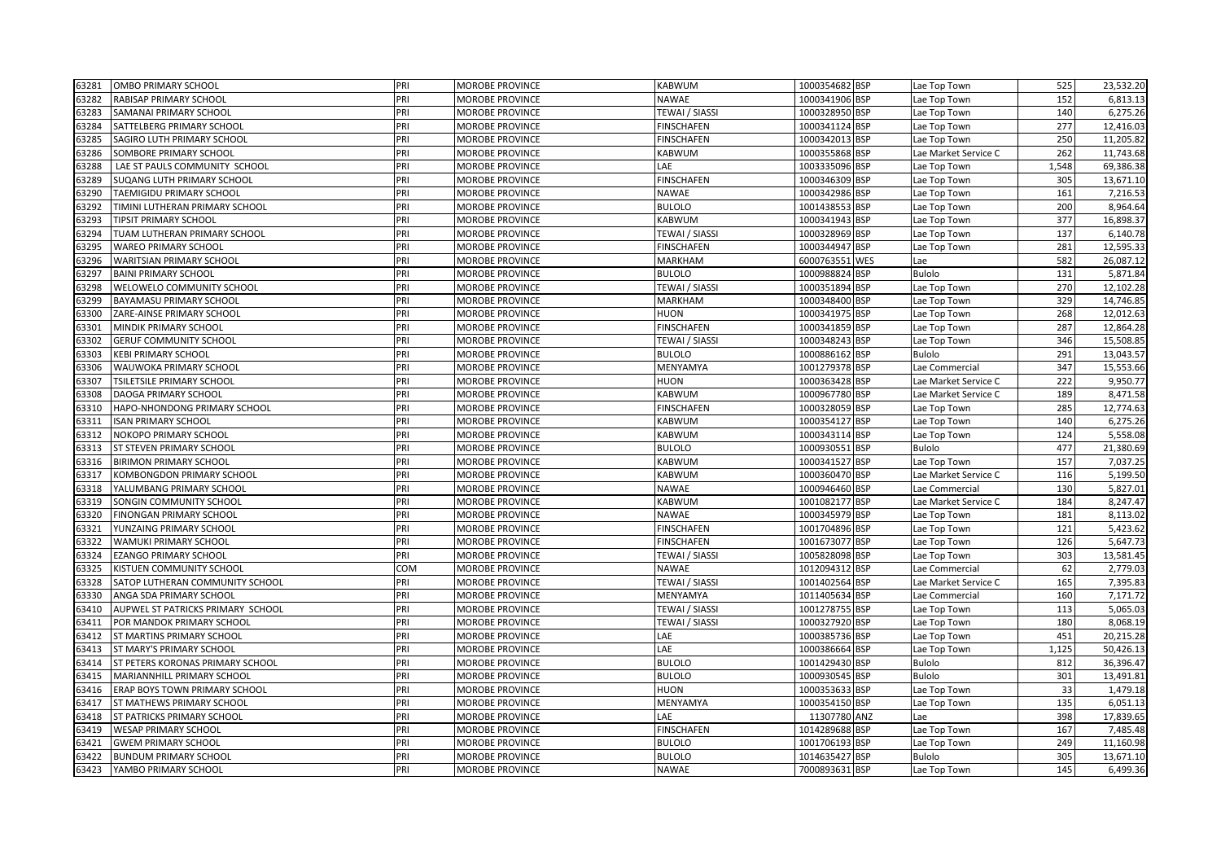| | | | | | | | | | |
|---|---|---|---|---|---|---|---|---|---|
| 63281 | OMBO PRIMARY SCHOOL | PRI | MOROBE PROVINCE | KABWUM | 1000354682 | BSP | Lae Top Town | 525 | 23,532.20 |
| 63282 | RABISAP PRIMARY SCHOOL | PRI | MOROBE PROVINCE | NAWAE | 1000341906 | BSP | Lae Top Town | 152 | 6,813.13 |
| 63283 | SAMANAI PRIMARY SCHOOL | PRI | MOROBE PROVINCE | TEWAI / SIASSI | 1000328950 | BSP | Lae Top Town | 140 | 6,275.26 |
| 63284 | SATTELBERG PRIMARY SCHOOL | PRI | MOROBE PROVINCE | FINSCHAFEN | 1000341124 | BSP | Lae Top Town | 277 | 12,416.03 |
| 63285 | SAGIRO LUTH PRIMARY SCHOOL | PRI | MOROBE PROVINCE | FINSCHAFEN | 1000342013 | BSP | Lae Top Town | 250 | 11,205.82 |
| 63286 | SOMBORE PRIMARY SCHOOL | PRI | MOROBE PROVINCE | KABWUM | 1000355868 | BSP | Lae Market Service C | 262 | 11,743.68 |
| 63288 | LAE ST PAULS COMMUNITY SCHOOL | PRI | MOROBE PROVINCE | LAE | 1003335096 | BSP | Lae Top Town | 1,548 | 69,386.38 |
| 63289 | SUQANG LUTH PRIMARY SCHOOL | PRI | MOROBE PROVINCE | FINSCHAFEN | 1000346309 | BSP | Lae Top Town | 305 | 13,671.10 |
| 63290 | TAEMIGIDU PRIMARY SCHOOL | PRI | MOROBE PROVINCE | NAWAE | 1000342986 | BSP | Lae Top Town | 161 | 7,216.53 |
| 63292 | TIMINI LUTHERAN PRIMARY SCHOOL | PRI | MOROBE PROVINCE | BULOLO | 1001438553 | BSP | Lae Top Town | 200 | 8,964.64 |
| 63293 | TIPSIT PRIMARY SCHOOL | PRI | MOROBE PROVINCE | KABWUM | 1000341943 | BSP | Lae Top Town | 377 | 16,898.37 |
| 63294 | TUAM LUTHERAN PRIMARY SCHOOL | PRI | MOROBE PROVINCE | TEWAI / SIASSI | 1000328969 | BSP | Lae Top Town | 137 | 6,140.78 |
| 63295 | WAREO PRIMARY SCHOOL | PRI | MOROBE PROVINCE | FINSCHAFEN | 1000344947 | BSP | Lae Top Town | 281 | 12,595.33 |
| 63296 | WARITSIAN PRIMARY SCHOOL | PRI | MOROBE PROVINCE | MARKHAM | 6000763551 | WES | Lae | 582 | 26,087.12 |
| 63297 | BAINI PRIMARY SCHOOL | PRI | MOROBE PROVINCE | BULOLO | 1000988824 | BSP | Bulolo | 131 | 5,871.84 |
| 63298 | WELOWELO COMMUNITY SCHOOL | PRI | MOROBE PROVINCE | TEWAI / SIASSI | 1000351894 | BSP | Lae Top Town | 270 | 12,102.28 |
| 63299 | BAYAMASU PRIMARY SCHOOL | PRI | MOROBE PROVINCE | MARKHAM | 1000348400 | BSP | Lae Top Town | 329 | 14,746.85 |
| 63300 | ZARE-AINSE PRIMARY SCHOOL | PRI | MOROBE PROVINCE | HUON | 1000341975 | BSP | Lae Top Town | 268 | 12,012.63 |
| 63301 | MINDIK PRIMARY SCHOOL | PRI | MOROBE PROVINCE | FINSCHAFEN | 1000341859 | BSP | Lae Top Town | 287 | 12,864.28 |
| 63302 | GERUF COMMUNITY SCHOOL | PRI | MOROBE PROVINCE | TEWAI / SIASSI | 1000348243 | BSP | Lae Top Town | 346 | 15,508.85 |
| 63303 | KEBI PRIMARY SCHOOL | PRI | MOROBE PROVINCE | BULOLO | 1000886162 | BSP | Bulolo | 291 | 13,043.57 |
| 63306 | WAUWOKA PRIMARY SCHOOL | PRI | MOROBE PROVINCE | MENYAMYA | 1001279378 | BSP | Lae Commercial | 347 | 15,553.66 |
| 63307 | TSILETSILE PRIMARY SCHOOL | PRI | MOROBE PROVINCE | HUON | 1000363428 | BSP | Lae Market Service C | 222 | 9,950.77 |
| 63308 | DAOGA PRIMARY SCHOOL | PRI | MOROBE PROVINCE | KABWUM | 1000967780 | BSP | Lae Market Service C | 189 | 8,471.58 |
| 63310 | HAPO-NHONDONG PRIMARY SCHOOL | PRI | MOROBE PROVINCE | FINSCHAFEN | 1000328059 | BSP | Lae Top Town | 285 | 12,774.63 |
| 63311 | ISAN PRIMARY SCHOOL | PRI | MOROBE PROVINCE | KABWUM | 1000354127 | BSP | Lae Top Town | 140 | 6,275.26 |
| 63312 | NOKOPO PRIMARY SCHOOL | PRI | MOROBE PROVINCE | KABWUM | 1000343114 | BSP | Lae Top Town | 124 | 5,558.08 |
| 63313 | ST STEVEN PRIMARY SCHOOL | PRI | MOROBE PROVINCE | BULOLO | 1000930551 | BSP | Bulolo | 477 | 21,380.69 |
| 63316 | BIRIMON PRIMARY SCHOOL | PRI | MOROBE PROVINCE | KABWUM | 1000341527 | BSP | Lae Top Town | 157 | 7,037.25 |
| 63317 | KOMBONGDON PRIMARY SCHOOL | PRI | MOROBE PROVINCE | KABWUM | 1000360470 | BSP | Lae Market Service C | 116 | 5,199.50 |
| 63318 | YALUMBANG PRIMARY SCHOOL | PRI | MOROBE PROVINCE | NAWAE | 1000946460 | BSP | Lae Commercial | 130 | 5,827.01 |
| 63319 | SONGIN COMMUNITY SCHOOL | PRI | MOROBE PROVINCE | KABWUM | 1001082177 | BSP | Lae Market Service C | 184 | 8,247.47 |
| 63320 | FINONGAN PRIMARY SCHOOL | PRI | MOROBE PROVINCE | NAWAE | 1000345979 | BSP | Lae Top Town | 181 | 8,113.02 |
| 63321 | YUNZAING PRIMARY SCHOOL | PRI | MOROBE PROVINCE | FINSCHAFEN | 1001704896 | BSP | Lae Top Town | 121 | 5,423.62 |
| 63322 | WAMUKI PRIMARY SCHOOL | PRI | MOROBE PROVINCE | FINSCHAFEN | 1001673077 | BSP | Lae Top Town | 126 | 5,647.73 |
| 63324 | EZANGO PRIMARY SCHOOL | PRI | MOROBE PROVINCE | TEWAI / SIASSI | 1005828098 | BSP | Lae Top Town | 303 | 13,581.45 |
| 63325 | KISTUEN COMMUNITY SCHOOL | COM | MOROBE PROVINCE | NAWAE | 1012094312 | BSP | Lae Commercial | 62 | 2,779.03 |
| 63328 | SATOP LUTHERAN COMMUNITY SCHOOL | PRI | MOROBE PROVINCE | TEWAI / SIASSI | 1001402564 | BSP | Lae Market Service C | 165 | 7,395.83 |
| 63330 | ANGA SDA PRIMARY SCHOOL | PRI | MOROBE PROVINCE | MENYAMYA | 1011405634 | BSP | Lae Commercial | 160 | 7,171.72 |
| 63410 | AUPWEL ST PATRICKS PRIMARY SCHOOL | PRI | MOROBE PROVINCE | TEWAI / SIASSI | 1001278755 | BSP | Lae Top Town | 113 | 5,065.03 |
| 63411 | POR MANDOK PRIMARY SCHOOL | PRI | MOROBE PROVINCE | TEWAI / SIASSI | 1000327920 | BSP | Lae Top Town | 180 | 8,068.19 |
| 63412 | ST MARTINS PRIMARY SCHOOL | PRI | MOROBE PROVINCE | LAE | 1000385736 | BSP | Lae Top Town | 451 | 20,215.28 |
| 63413 | ST MARY'S PRIMARY SCHOOL | PRI | MOROBE PROVINCE | LAE | 1000386664 | BSP | Lae Top Town | 1,125 | 50,426.13 |
| 63414 | ST PETERS KORONAS PRIMARY SCHOOL | PRI | MOROBE PROVINCE | BULOLO | 1001429430 | BSP | Bulolo | 812 | 36,396.47 |
| 63415 | MARIANNHILL PRIMARY SCHOOL | PRI | MOROBE PROVINCE | BULOLO | 1000930545 | BSP | Bulolo | 301 | 13,491.81 |
| 63416 | ERAP BOYS TOWN PRIMARY SCHOOL | PRI | MOROBE PROVINCE | HUON | 1000353633 | BSP | Lae Top Town | 33 | 1,479.18 |
| 63417 | ST MATHEWS PRIMARY SCHOOL | PRI | MOROBE PROVINCE | MENYAMYA | 1000354150 | BSP | Lae Top Town | 135 | 6,051.13 |
| 63418 | ST PATRICKS PRIMARY SCHOOL | PRI | MOROBE PROVINCE | LAE | 11307780 | ANZ | Lae | 398 | 17,839.65 |
| 63419 | WESAP PRIMARY SCHOOL | PRI | MOROBE PROVINCE | FINSCHAFEN | 1014289688 | BSP | Lae Top Town | 167 | 7,485.48 |
| 63421 | GWEM PRIMARY SCHOOL | PRI | MOROBE PROVINCE | BULOLO | 1001706193 | BSP | Lae Top Town | 249 | 11,160.98 |
| 63422 | BUNDUM PRIMARY SCHOOL | PRI | MOROBE PROVINCE | BULOLO | 1014635427 | BSP | Bulolo | 305 | 13,671.10 |
| 63423 | YAMBO PRIMARY SCHOOL | PRI | MOROBE PROVINCE | NAWAE | 7000893631 | BSP | Lae Top Town | 145 | 6,499.36 |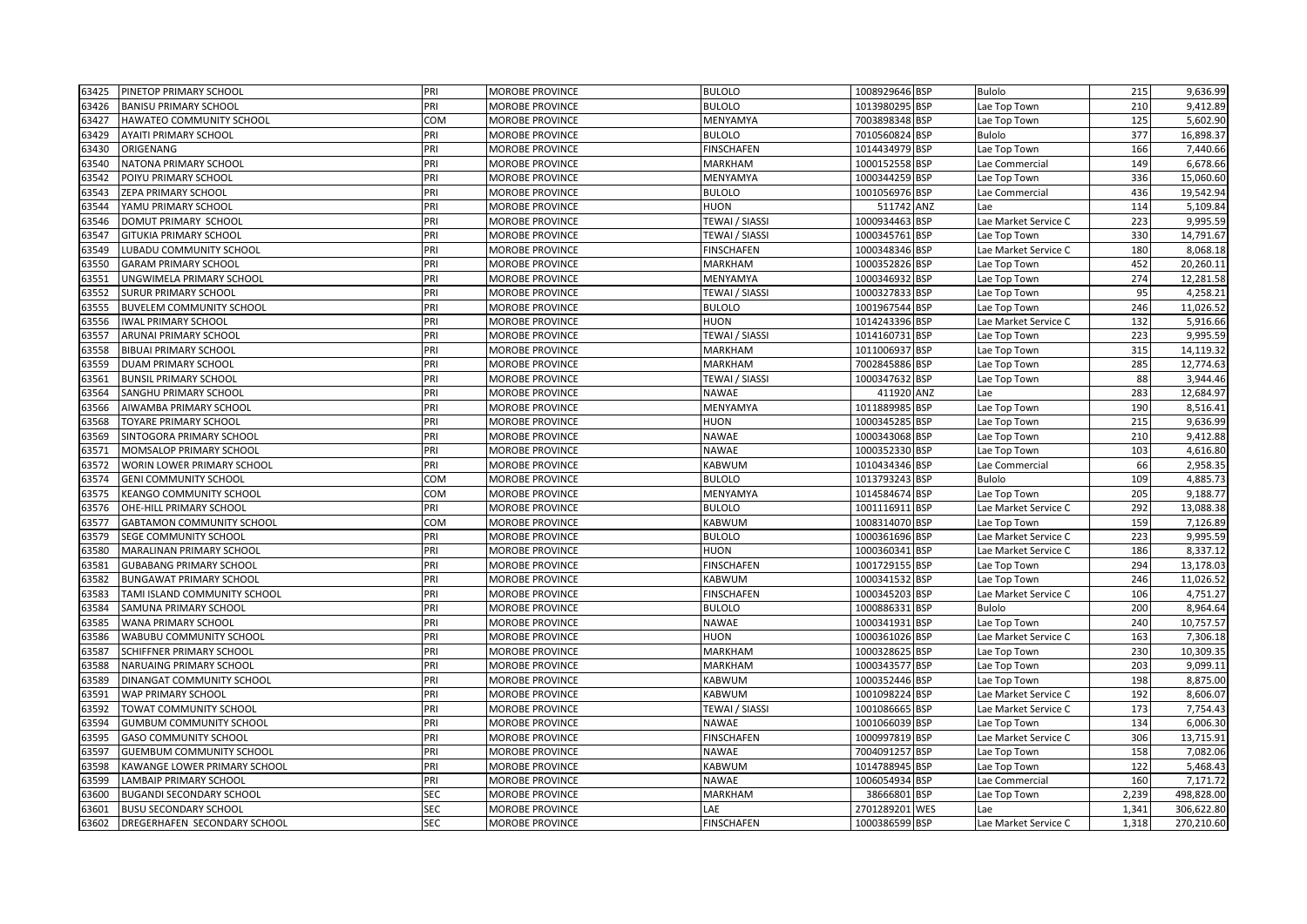| | | | | | | | | | |
|---|---|---|---|---|---|---|---|---|---|
| 63425 | PINETOP PRIMARY SCHOOL | PRI | MOROBE PROVINCE | BULOLO | 1008929646 | BSP | Bulolo | 215 | 9,636.99 |
| 63426 | BANISU PRIMARY SCHOOL | PRI | MOROBE PROVINCE | BULOLO | 1013980295 | BSP | Lae Top Town | 210 | 9,412.89 |
| 63427 | HAWATEO COMMUNITY SCHOOL | COM | MOROBE PROVINCE | MENYAMYA | 7003898348 | BSP | Lae Top Town | 125 | 5,602.90 |
| 63429 | AYAITI PRIMARY SCHOOL | PRI | MOROBE PROVINCE | BULOLO | 7010560824 | BSP | Bulolo | 377 | 16,898.37 |
| 63430 | ORIGENANG | PRI | MOROBE PROVINCE | FINSCHAFEN | 1014434979 | BSP | Lae Top Town | 166 | 7,440.66 |
| 63540 | NATONA PRIMARY SCHOOL | PRI | MOROBE PROVINCE | MARKHAM | 1000152558 | BSP | Lae Commercial | 149 | 6,678.66 |
| 63542 | POIYU PRIMARY SCHOOL | PRI | MOROBE PROVINCE | MENYAMYA | 1000344259 | BSP | Lae Top Town | 336 | 15,060.60 |
| 63543 | ZEPA PRIMARY SCHOOL | PRI | MOROBE PROVINCE | BULOLO | 1001056976 | BSP | Lae Commercial | 436 | 19,542.94 |
| 63544 | YAMU PRIMARY SCHOOL | PRI | MOROBE PROVINCE | HUON | 511742 | ANZ | Lae | 114 | 5,109.84 |
| 63546 | DOMUT PRIMARY SCHOOL | PRI | MOROBE PROVINCE | TEWAI / SIASSI | 1000934463 | BSP | Lae Market Service C | 223 | 9,995.59 |
| 63547 | GITUKIA PRIMARY SCHOOL | PRI | MOROBE PROVINCE | TEWAI / SIASSI | 1000345761 | BSP | Lae Top Town | 330 | 14,791.67 |
| 63549 | LUBADU COMMUNITY SCHOOL | PRI | MOROBE PROVINCE | FINSCHAFEN | 1000348346 | BSP | Lae Market Service C | 180 | 8,068.18 |
| 63550 | GARAM PRIMARY SCHOOL | PRI | MOROBE PROVINCE | MARKHAM | 1000352826 | BSP | Lae Top Town | 452 | 20,260.11 |
| 63551 | UNGWIMELA PRIMARY SCHOOL | PRI | MOROBE PROVINCE | MENYAMYA | 1000346932 | BSP | Lae Top Town | 274 | 12,281.58 |
| 63552 | SURUR PRIMARY SCHOOL | PRI | MOROBE PROVINCE | TEWAI / SIASSI | 1000327833 | BSP | Lae Top Town | 95 | 4,258.21 |
| 63555 | BUVELEM COMMUNITY SCHOOL | PRI | MOROBE PROVINCE | BULOLO | 1001967544 | BSP | Lae Top Town | 246 | 11,026.52 |
| 63556 | IWAL PRIMARY SCHOOL | PRI | MOROBE PROVINCE | HUON | 1014243396 | BSP | Lae Market Service C | 132 | 5,916.66 |
| 63557 | ARUNAI PRIMARY SCHOOL | PRI | MOROBE PROVINCE | TEWAI / SIASSI | 1014160731 | BSP | Lae Top Town | 223 | 9,995.59 |
| 63558 | BIBUAI PRIMARY SCHOOL | PRI | MOROBE PROVINCE | MARKHAM | 1011006937 | BSP | Lae Top Town | 315 | 14,119.32 |
| 63559 | DUAM PRIMARY SCHOOL | PRI | MOROBE PROVINCE | MARKHAM | 7002845886 | BSP | Lae Top Town | 285 | 12,774.63 |
| 63561 | BUNSIL PRIMARY SCHOOL | PRI | MOROBE PROVINCE | TEWAI / SIASSI | 1000347632 | BSP | Lae Top Town | 88 | 3,944.46 |
| 63564 | SANGHU PRIMARY SCHOOL | PRI | MOROBE PROVINCE | NAWAE | 411920 | ANZ | Lae | 283 | 12,684.97 |
| 63566 | AIWAMBA PRIMARY SCHOOL | PRI | MOROBE PROVINCE | MENYAMYA | 1011889985 | BSP | Lae Top Town | 190 | 8,516.41 |
| 63568 | TOYARE PRIMARY SCHOOL | PRI | MOROBE PROVINCE | HUON | 1000345285 | BSP | Lae Top Town | 215 | 9,636.99 |
| 63569 | SINTOGORA PRIMARY SCHOOL | PRI | MOROBE PROVINCE | NAWAE | 1000343068 | BSP | Lae Top Town | 210 | 9,412.88 |
| 63571 | MOMSALOP PRIMARY SCHOOL | PRI | MOROBE PROVINCE | NAWAE | 1000352330 | BSP | Lae Top Town | 103 | 4,616.80 |
| 63572 | WORIN LOWER PRIMARY SCHOOL | PRI | MOROBE PROVINCE | KABWUM | 1010434346 | BSP | Lae Commercial | 66 | 2,958.35 |
| 63574 | GENI COMMUNITY SCHOOL | COM | MOROBE PROVINCE | BULOLO | 1013793243 | BSP | Bulolo | 109 | 4,885.73 |
| 63575 | KEANGO COMMUNITY SCHOOL | COM | MOROBE PROVINCE | MENYAMYA | 1014584674 | BSP | Lae Top Town | 205 | 9,188.77 |
| 63576 | OHE-HILL PRIMARY SCHOOL | PRI | MOROBE PROVINCE | BULOLO | 1001116911 | BSP | Lae Market Service C | 292 | 13,088.38 |
| 63577 | GABTAMON COMMUNITY SCHOOL | COM | MOROBE PROVINCE | KABWUM | 1008314070 | BSP | Lae Top Town | 159 | 7,126.89 |
| 63579 | SEGE COMMUNITY SCHOOL | PRI | MOROBE PROVINCE | BULOLO | 1000361696 | BSP | Lae Market Service C | 223 | 9,995.59 |
| 63580 | MARALINAN PRIMARY SCHOOL | PRI | MOROBE PROVINCE | HUON | 1000360341 | BSP | Lae Market Service C | 186 | 8,337.12 |
| 63581 | GUBABANG PRIMARY SCHOOL | PRI | MOROBE PROVINCE | FINSCHAFEN | 1001729155 | BSP | Lae Top Town | 294 | 13,178.03 |
| 63582 | BUNGAWAT PRIMARY SCHOOL | PRI | MOROBE PROVINCE | KABWUM | 1000341532 | BSP | Lae Top Town | 246 | 11,026.52 |
| 63583 | TAMI ISLAND COMMUNITY SCHOOL | PRI | MOROBE PROVINCE | FINSCHAFEN | 1000345203 | BSP | Lae Market Service C | 106 | 4,751.27 |
| 63584 | SAMUNA PRIMARY SCHOOL | PRI | MOROBE PROVINCE | BULOLO | 1000886331 | BSP | Bulolo | 200 | 8,964.64 |
| 63585 | WANA PRIMARY SCHOOL | PRI | MOROBE PROVINCE | NAWAE | 1000341931 | BSP | Lae Top Town | 240 | 10,757.57 |
| 63586 | WABUBU COMMUNITY SCHOOL | PRI | MOROBE PROVINCE | HUON | 1000361026 | BSP | Lae Market Service C | 163 | 7,306.18 |
| 63587 | SCHIFFNER PRIMARY SCHOOL | PRI | MOROBE PROVINCE | MARKHAM | 1000328625 | BSP | Lae Top Town | 230 | 10,309.35 |
| 63588 | NARUAING PRIMARY SCHOOL | PRI | MOROBE PROVINCE | MARKHAM | 1000343577 | BSP | Lae Top Town | 203 | 9,099.11 |
| 63589 | DINANGAT COMMUNITY SCHOOL | PRI | MOROBE PROVINCE | KABWUM | 1000352446 | BSP | Lae Top Town | 198 | 8,875.00 |
| 63591 | WAP PRIMARY SCHOOL | PRI | MOROBE PROVINCE | KABWUM | 1001098224 | BSP | Lae Market Service C | 192 | 8,606.07 |
| 63592 | TOWAT COMMUNITY SCHOOL | PRI | MOROBE PROVINCE | TEWAI / SIASSI | 1001086665 | BSP | Lae Market Service C | 173 | 7,754.43 |
| 63594 | GUMBUM COMMUNITY SCHOOL | PRI | MOROBE PROVINCE | NAWAE | 1001066039 | BSP | Lae Top Town | 134 | 6,006.30 |
| 63595 | GASO COMMUNITY SCHOOL | PRI | MOROBE PROVINCE | FINSCHAFEN | 1000997819 | BSP | Lae Market Service C | 306 | 13,715.91 |
| 63597 | GUEMBUM COMMUNITY SCHOOL | PRI | MOROBE PROVINCE | NAWAE | 7004091257 | BSP | Lae Top Town | 158 | 7,082.06 |
| 63598 | KAWANGE LOWER PRIMARY SCHOOL | PRI | MOROBE PROVINCE | KABWUM | 1014788945 | BSP | Lae Top Town | 122 | 5,468.43 |
| 63599 | LAMBAIP PRIMARY SCHOOL | PRI | MOROBE PROVINCE | NAWAE | 1006054934 | BSP | Lae Commercial | 160 | 7,171.72 |
| 63600 | BUGANDI SECONDARY SCHOOL | SEC | MOROBE PROVINCE | MARKHAM | 38666801 | BSP | Lae Top Town | 2,239 | 498,828.00 |
| 63601 | BUSU SECONDARY SCHOOL | SEC | MOROBE PROVINCE | LAE | 2701289201 | WES | Lae | 1,341 | 306,622.80 |
| 63602 | DREGERHAFEN SECONDARY SCHOOL | SEC | MOROBE PROVINCE | FINSCHAFEN | 1000386599 | BSP | Lae Market Service C | 1,318 | 270,210.60 |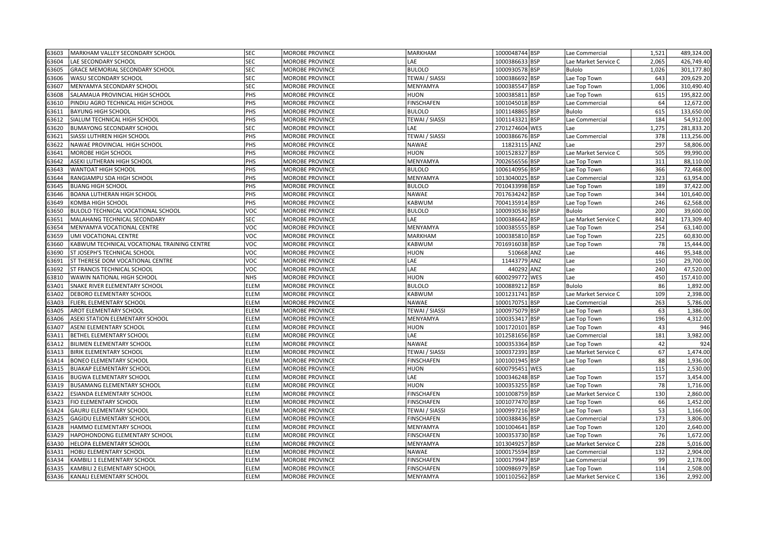| | | | | | | | | | |
|---|---|---|---|---|---|---|---|---|---|
| 63603 | MARKHAM VALLEY SECONDARY SCHOOL | SEC | MOROBE PROVINCE | MARKHAM | 1000048744 | BSP | Lae Commercial | 1,521 | 489,324.00 |
| 63604 | LAE SECONDARY SCHOOL | SEC | MOROBE PROVINCE | LAE | 1000386633 | BSP | Lae Market Service C | 2,065 | 426,749.40 |
| 63605 | GRACE MEMORIAL SECONDARY SCHOOL | SEC | MOROBE PROVINCE | BULOLO | 1000930578 | BSP | Bulolo | 1,026 | 301,177.80 |
| 63606 | WASU SECONDARY SCHOOL | SEC | MOROBE PROVINCE | TEWAI / SIASSI | 1000386692 | BSP | Lae Top Town | 643 | 209,629.20 |
| 63607 | MENYAMYA SECONDARY SCHOOL | SEC | MOROBE PROVINCE | MENYAMYA | 1000385547 | BSP | Lae Top Town | 1,006 | 310,490.40 |
| 63608 | SALAMAUA PROVINCIAL HIGH SCHOOL | PHS | MOROBE PROVINCE | HUON | 1000385811 | BSP | Lae Top Town | 615 | 195,822.00 |
| 63610 | PINDIU AGRO TECHNICAL HIGH SCHOOL | PHS | MOROBE PROVINCE | FINSCHAFEN | 1001045018 | BSP | Lae Commercial | 64 | 12,672.00 |
| 63611 | BAYUNG HIGH SCHOOL | PHS | MOROBE PROVINCE | BULOLO | 1001148865 | BSP | Bulolo | 615 | 133,650.00 |
| 63612 | SIALUM TECHNICAL HIGH SCHOOL | PHS | MOROBE PROVINCE | TEWAI / SIASSI | 1001143321 | BSP | Lae Commercial | 184 | 54,912.00 |
| 63620 | BUMAYONG SECONDARY SCHOOL | SEC | MOROBE PROVINCE | LAE | 2701274604 | WES | Lae | 1,275 | 281,833.20 |
| 63621 | SIASSI LUTHREN HIGH SCHOOL | PHS | MOROBE PROVINCE | TEWAI / SIASSI | 1000386676 | BSP | Lae Commercial | 378 | 113,256.00 |
| 63622 | NAWAE PROVINCIAL HIGH SCHOOL | PHS | MOROBE PROVINCE | NAWAE | 11823115 | ANZ | Lae | 297 | 58,806.00 |
| 63641 | MOROBE HIGH SCHOOL | PHS | MOROBE PROVINCE | HUON | 1001528327 | BSP | Lae Market Service C | 505 | 99,990.00 |
| 63642 | ASEKI LUTHERAN HIGH SCHOOL | PHS | MOROBE PROVINCE | MENYAMYA | 7002656556 | BSP | Lae Top Town | 311 | 88,110.00 |
| 63643 | WANTOAT HIGH SCHOOL | PHS | MOROBE PROVINCE | BULOLO | 1006140956 | BSP | Lae Top Town | 366 | 72,468.00 |
| 63644 | RANGIAMPU SDA HIGH SCHOOL | PHS | MOROBE PROVINCE | MENYAMYA | 1013040025 | BSP | Lae Commercial | 323 | 63,954.00 |
| 63645 | BUANG HIGH SCHOOL | PHS | MOROBE PROVINCE | BULOLO | 7010433998 | BSP | Lae Top Town | 189 | 37,422.00 |
| 63646 | BOANA LUTHERAN HIGH SCHOOL | PHS | MOROBE PROVINCE | NAWAE | 7017634242 | BSP | Lae Top Town | 344 | 101,640.00 |
| 63649 | KOMBA HIGH SCHOOL | PHS | MOROBE PROVINCE | KABWUM | 7004135914 | BSP | Lae Top Town | 246 | 62,568.00 |
| 63650 | BULOLO TECHNICAL VOCATIONAL SCHOOL | VOC | MOROBE PROVINCE | BULOLO | 1000930536 | BSP | Bulolo | 200 | 39,600.00 |
| 63651 | MALAHANG TECHNICAL SECONDARY | SEC | MOROBE PROVINCE | LAE | 1000386642 | BSP | Lae Market Service C | 842 | 173,309.40 |
| 63654 | MENYAMYA VOCATIONAL CENTRE | VOC | MOROBE PROVINCE | MENYAMYA | 1000385555 | BSP | Lae Top Town | 254 | 63,140.00 |
| 63659 | UMI VOCATIONAL CENTRE | VOC | MOROBE PROVINCE | MARKHAM | 1000385810 | BSP | Lae Top Town | 225 | 60,830.00 |
| 63660 | KABWUM TECHNICAL VOCATIONAL TRAINING CENTRE | VOC | MOROBE PROVINCE | KABWUM | 7016916038 | BSP | Lae Top Town | 78 | 15,444.00 |
| 63690 | ST JOSEPH'S TECHNICAL SCHOOL | VOC | MOROBE PROVINCE | HUON | 510668 | ANZ | Lae | 446 | 95,348.00 |
| 63691 | ST THERESE DOM VOCATIONAL CENTRE | VOC | MOROBE PROVINCE | LAE | 11443779 | ANZ | Lae | 150 | 29,700.00 |
| 63692 | ST FRANCIS TECHNICAL SCHOOL | VOC | MOROBE PROVINCE | LAE | 440292 | ANZ | Lae | 240 | 47,520.00 |
| 63810 | WAWIN NATIONAL HIGH SCHOOL | NHS | MOROBE PROVINCE | HUON | 6000299772 | WES | Lae | 450 | 157,410.00 |
| 63A01 | SNAKE RIVER ELEMENTARY SCHOOL | ELEM | MOROBE PROVINCE | BULOLO | 1000889212 | BSP | Bulolo | 86 | 1,892.00 |
| 63A02 | DEBORO ELEMENTARY SCHOOL | ELEM | MOROBE PROVINCE | KABWUM | 1001231741 | BSP | Lae Market Service C | 109 | 2,398.00 |
| 63A03 | FLIERL ELEMENTARY SCHOOL | ELEM | MOROBE PROVINCE | NAWAE | 1000170751 | BSP | Lae Commercial | 263 | 5,786.00 |
| 63A05 | AROT ELEMENTARY SCHOOL | ELEM | MOROBE PROVINCE | TEWAI / SIASSI | 1000975079 | BSP | Lae Top Town | 63 | 1,386.00 |
| 63A06 | ASEKI STATION ELEMENTARY SCHOOL | ELEM | MOROBE PROVINCE | MENYAMYA | 1000353417 | BSP | Lae Top Town | 196 | 4,312.00 |
| 63A07 | ASENI ELEMENTARY SCHOOL | ELEM | MOROBE PROVINCE | HUON | 1001720101 | BSP | Lae Top Town | 43 | 946 |
| 63A11 | BETHEL ELEMENTARY SCHOOL | ELEM | MOROBE PROVINCE | LAE | 1012581656 | BSP | Lae Commercial | 181 | 3,982.00 |
| 63A12 | BILIMEN ELEMENTARY SCHOOL | ELEM | MOROBE PROVINCE | NAWAE | 1000353364 | BSP | Lae Top Town | 42 | 924 |
| 63A13 | BIRIK ELEMENTARY SCHOOL | ELEM | MOROBE PROVINCE | TEWAI / SIASSI | 1000372391 | BSP | Lae Market Service C | 67 | 1,474.00 |
| 63A14 | BONEO ELEMENTARY SCHOOL | ELEM | MOROBE PROVINCE | FINSCHAFEN | 1001001945 | BSP | Lae Top Town | 88 | 1,936.00 |
| 63A15 | BUAKAP ELEMENTARY SCHOOL | ELEM | MOROBE PROVINCE | HUON | 6000795451 | WES | Lae | 115 | 2,530.00 |
| 63A16 | BUGWA ELEMENTARY SCHOOL | ELEM | MOROBE PROVINCE | LAE | 1000346248 | BSP | Lae Top Town | 157 | 3,454.00 |
| 63A19 | BUSAMANG ELEMENTARY SCHOOL | ELEM | MOROBE PROVINCE | HUON | 1000353255 | BSP | Lae Top Town | 78 | 1,716.00 |
| 63A22 | ESIANDA ELEMENTARY SCHOOL | ELEM | MOROBE PROVINCE | FINSCHAFEN | 1001008759 | BSP | Lae Market Service C | 130 | 2,860.00 |
| 63A23 | FIO ELEMENTARY SCHOOL | ELEM | MOROBE PROVINCE | FINSCHAFEN | 1001077470 | BSP | Lae Top Town | 66 | 1,452.00 |
| 63A24 | GAURU ELEMENTARY SCHOOL | ELEM | MOROBE PROVINCE | TEWAI / SIASSI | 1000997216 | BSP | Lae Top Town | 53 | 1,166.00 |
| 63A25 | GAGIDU ELEMENTARY SCHOOL | ELEM | MOROBE PROVINCE | FINSCHAFEN | 1000388436 | BSP | Lae Commercial | 173 | 3,806.00 |
| 63A28 | HAMMO ELEMENTARY SCHOOL | ELEM | MOROBE PROVINCE | MENYAMYA | 1001004641 | BSP | Lae Top Town | 120 | 2,640.00 |
| 63A29 | HAPOHONDONG ELEMENTARY SCHOOL | ELEM | MOROBE PROVINCE | FINSCHAFEN | 1000353730 | BSP | Lae Top Town | 76 | 1,672.00 |
| 63A30 | HELOPA ELEMENTARY SCHOOL | ELEM | MOROBE PROVINCE | MENYAMYA | 1013049257 | BSP | Lae Market Service C | 228 | 5,016.00 |
| 63A31 | HOBU ELEMENTARY SCHOOL | ELEM | MOROBE PROVINCE | NAWAE | 1000175594 | BSP | Lae Commercial | 132 | 2,904.00 |
| 63A34 | KAMBILI 1 ELEMENTARY SCHOOL | ELEM | MOROBE PROVINCE | FINSCHAFEN | 1000179947 | BSP | Lae Commercial | 99 | 2,178.00 |
| 63A35 | KAMBILI 2 ELEMENTARY SCHOOL | ELEM | MOROBE PROVINCE | FINSCHAFEN | 1000986979 | BSP | Lae Top Town | 114 | 2,508.00 |
| 63A36 | KANALI ELEMENTARY SCHOOL | ELEM | MOROBE PROVINCE | MENYAMYA | 1001102562 | BSP | Lae Market Service C | 136 | 2,992.00 |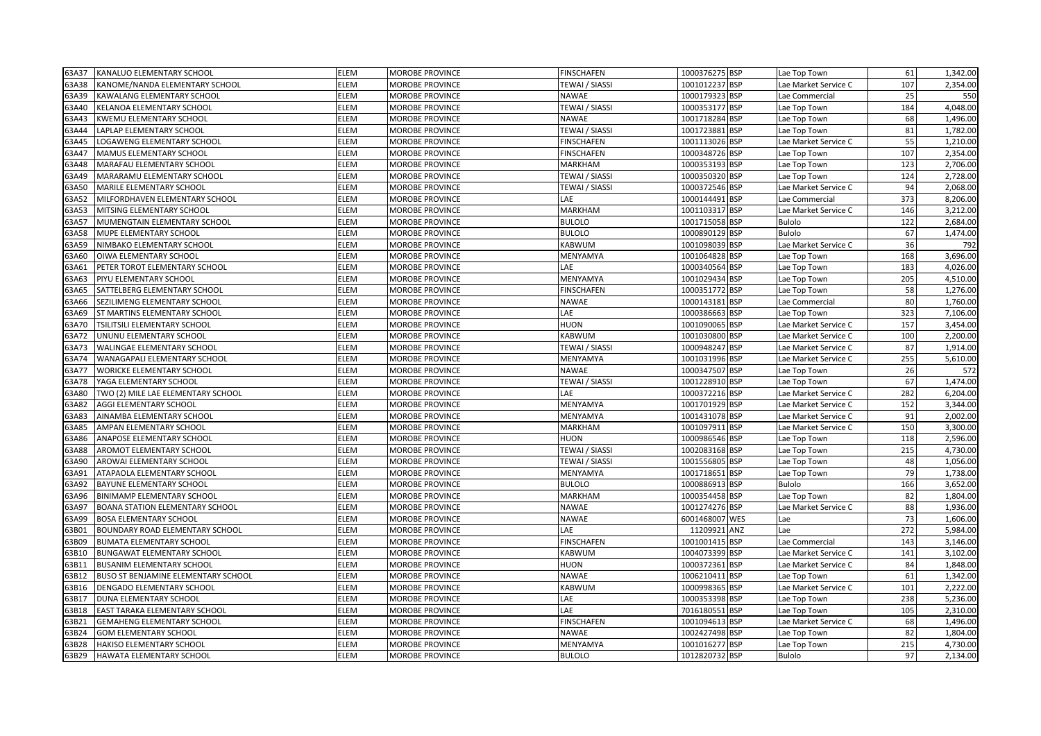| | | | | | | | | | |
|---|---|---|---|---|---|---|---|---|---|
| 63A37 | KANALUO ELEMENTARY SCHOOL | ELEM | MOROBE PROVINCE | FINSCHAFEN | 1000376275 | BSP | Lae Top Town | 61 | 1,342.00 |
| 63A38 | KANOME/NANDA ELEMENTARY SCHOOL | ELEM | MOROBE PROVINCE | TEWAI / SIASSI | 1001012237 | BSP | Lae Market Service C | 107 | 2,354.00 |
| 63A39 | KAWALANG ELEMENTARY SCHOOL | ELEM | MOROBE PROVINCE | NAWAE | 1000179323 | BSP | Lae Commercial | 25 | 550 |
| 63A40 | KELANOA ELEMENTARY SCHOOL | ELEM | MOROBE PROVINCE | TEWAI / SIASSI | 1000353177 | BSP | Lae Top Town | 184 | 4,048.00 |
| 63A43 | KWEMU ELEMENTARY SCHOOL | ELEM | MOROBE PROVINCE | NAWAE | 1001718284 | BSP | Lae Top Town | 68 | 1,496.00 |
| 63A44 | LAPLAP ELEMENTARY SCHOOL | ELEM | MOROBE PROVINCE | TEWAI / SIASSI | 1001723881 | BSP | Lae Top Town | 81 | 1,782.00 |
| 63A45 | LOGAWENG ELEMENTARY SCHOOL | ELEM | MOROBE PROVINCE | FINSCHAFEN | 1001113026 | BSP | Lae Market Service C | 55 | 1,210.00 |
| 63A47 | MAMUS ELEMENTARY SCHOOL | ELEM | MOROBE PROVINCE | FINSCHAFEN | 1000348726 | BSP | Lae Top Town | 107 | 2,354.00 |
| 63A48 | MARAFAU ELEMENTARY SCHOOL | ELEM | MOROBE PROVINCE | MARKHAM | 1000353193 | BSP | Lae Top Town | 123 | 2,706.00 |
| 63A49 | MARARAMU ELEMENTARY SCHOOL | ELEM | MOROBE PROVINCE | TEWAI / SIASSI | 1000350320 | BSP | Lae Top Town | 124 | 2,728.00 |
| 63A50 | MARILE ELEMENTARY SCHOOL | ELEM | MOROBE PROVINCE | TEWAI / SIASSI | 1000372546 | BSP | Lae Market Service C | 94 | 2,068.00 |
| 63A52 | MILFORDHAVEN ELEMENTARY SCHOOL | ELEM | MOROBE PROVINCE | LAE | 1000144491 | BSP | Lae Commercial | 373 | 8,206.00 |
| 63A53 | MITSING ELEMENTARY SCHOOL | ELEM | MOROBE PROVINCE | MARKHAM | 1001103317 | BSP | Lae Market Service C | 146 | 3,212.00 |
| 63A57 | MUMENGTAIN ELEMENTARY SCHOOL | ELEM | MOROBE PROVINCE | BULOLO | 1001715058 | BSP | Bulolo | 122 | 2,684.00 |
| 63A58 | MUPE ELEMENTARY SCHOOL | ELEM | MOROBE PROVINCE | BULOLO | 1000890129 | BSP | Bulolo | 67 | 1,474.00 |
| 63A59 | NIMBAKO ELEMENTARY SCHOOL | ELEM | MOROBE PROVINCE | KABWUM | 1001098039 | BSP | Lae Market Service C | 36 | 792 |
| 63A60 | OIWA ELEMENTARY SCHOOL | ELEM | MOROBE PROVINCE | MENYAMYA | 1001064828 | BSP | Lae Top Town | 168 | 3,696.00 |
| 63A61 | PETER TOROT ELEMENTARY SCHOOL | ELEM | MOROBE PROVINCE | LAE | 1000340564 | BSP | Lae Top Town | 183 | 4,026.00 |
| 63A63 | PIYU ELEMENTARY SCHOOL | ELEM | MOROBE PROVINCE | MENYAMYA | 1001029434 | BSP | Lae Top Town | 205 | 4,510.00 |
| 63A65 | SATTELBERG ELEMENTARY SCHOOL | ELEM | MOROBE PROVINCE | FINSCHAFEN | 1000351772 | BSP | Lae Top Town | 58 | 1,276.00 |
| 63A66 | SEZILIMENG ELEMENTARY SCHOOL | ELEM | MOROBE PROVINCE | NAWAE | 1000143181 | BSP | Lae Commercial | 80 | 1,760.00 |
| 63A69 | ST MARTINS ELEMENTARY SCHOOL | ELEM | MOROBE PROVINCE | LAE | 1000386663 | BSP | Lae Top Town | 323 | 7,106.00 |
| 63A70 | TSILITSILI ELEMENTARY SCHOOL | ELEM | MOROBE PROVINCE | HUON | 1001090065 | BSP | Lae Market Service C | 157 | 3,454.00 |
| 63A72 | UNUNU ELEMENTARY SCHOOL | ELEM | MOROBE PROVINCE | KABWUM | 1001030800 | BSP | Lae Market Service C | 100 | 2,200.00 |
| 63A73 | WALINGAE ELEMENTARY SCHOOL | ELEM | MOROBE PROVINCE | TEWAI / SIASSI | 1000948247 | BSP | Lae Market Service C | 87 | 1,914.00 |
| 63A74 | WANAGAPALI ELEMENTARY SCHOOL | ELEM | MOROBE PROVINCE | MENYAMYA | 1001031996 | BSP | Lae Market Service C | 255 | 5,610.00 |
| 63A77 | WORICKE ELEMENTARY SCHOOL | ELEM | MOROBE PROVINCE | NAWAE | 1000347507 | BSP | Lae Top Town | 26 | 572 |
| 63A78 | YAGA ELEMENTARY SCHOOL | ELEM | MOROBE PROVINCE | TEWAI / SIASSI | 1001228910 | BSP | Lae Top Town | 67 | 1,474.00 |
| 63A80 | TWO (2) MILE LAE ELEMENTARY SCHOOL | ELEM | MOROBE PROVINCE | LAE | 1000372216 | BSP | Lae Market Service C | 282 | 6,204.00 |
| 63A82 | AGGI ELEMENTARY SCHOOL | ELEM | MOROBE PROVINCE | MENYAMYA | 1001701929 | BSP | Lae Market Service C | 152 | 3,344.00 |
| 63A83 | AINAMBA ELEMENTARY SCHOOL | ELEM | MOROBE PROVINCE | MENYAMYA | 1001431078 | BSP | Lae Market Service C | 91 | 2,002.00 |
| 63A85 | AMPAN ELEMENTARY SCHOOL | ELEM | MOROBE PROVINCE | MARKHAM | 1001097911 | BSP | Lae Market Service C | 150 | 3,300.00 |
| 63A86 | ANAPOSE ELEMENTARY SCHOOL | ELEM | MOROBE PROVINCE | HUON | 1000986546 | BSP | Lae Top Town | 118 | 2,596.00 |
| 63A88 | AROMOT ELEMENTARY SCHOOL | ELEM | MOROBE PROVINCE | TEWAI / SIASSI | 1002083168 | BSP | Lae Top Town | 215 | 4,730.00 |
| 63A90 | AROWAI ELEMENTARY SCHOOL | ELEM | MOROBE PROVINCE | TEWAI / SIASSI | 1001556805 | BSP | Lae Top Town | 48 | 1,056.00 |
| 63A91 | ATAPAOLA ELEMENTARY SCHOOL | ELEM | MOROBE PROVINCE | MENYAMYA | 1001718651 | BSP | Lae Top Town | 79 | 1,738.00 |
| 63A92 | BAYUNE ELEMENTARY SCHOOL | ELEM | MOROBE PROVINCE | BULOLO | 1000886913 | BSP | Bulolo | 166 | 3,652.00 |
| 63A96 | BINIMAMP ELEMENTARY SCHOOL | ELEM | MOROBE PROVINCE | MARKHAM | 1000354458 | BSP | Lae Top Town | 82 | 1,804.00 |
| 63A97 | BOANA STATION ELEMENTARY SCHOOL | ELEM | MOROBE PROVINCE | NAWAE | 1001274276 | BSP | Lae Market Service C | 88 | 1,936.00 |
| 63A99 | BOSA ELEMENTARY SCHOOL | ELEM | MOROBE PROVINCE | NAWAE | 6001468007 | WES | Lae | 73 | 1,606.00 |
| 63B01 | BOUNDARY ROAD ELEMENTARY SCHOOL | ELEM | MOROBE PROVINCE | LAE | 11209921 | ANZ | Lae | 272 | 5,984.00 |
| 63B09 | BUMATA ELEMENTARY SCHOOL | ELEM | MOROBE PROVINCE | FINSCHAFEN | 1001001415 | BSP | Lae Commercial | 143 | 3,146.00 |
| 63B10 | BUNGAWAT ELEMENTARY SCHOOL | ELEM | MOROBE PROVINCE | KABWUM | 1004073399 | BSP | Lae Market Service C | 141 | 3,102.00 |
| 63B11 | BUSANIM ELEMENTARY SCHOOL | ELEM | MOROBE PROVINCE | HUON | 1000372361 | BSP | Lae Market Service C | 84 | 1,848.00 |
| 63B12 | BUSO ST BENJAMINE ELEMENTARY SCHOOL | ELEM | MOROBE PROVINCE | NAWAE | 1006210411 | BSP | Lae Top Town | 61 | 1,342.00 |
| 63B16 | DENGADO ELEMENTARY SCHOOL | ELEM | MOROBE PROVINCE | KABWUM | 1000998365 | BSP | Lae Market Service C | 101 | 2,222.00 |
| 63B17 | DUNA ELEMENTARY SCHOOL | ELEM | MOROBE PROVINCE | LAE | 1000353398 | BSP | Lae Top Town | 238 | 5,236.00 |
| 63B18 | EAST TARAKA ELEMENTARY SCHOOL | ELEM | MOROBE PROVINCE | LAE | 7016180551 | BSP | Lae Top Town | 105 | 2,310.00 |
| 63B21 | GEMAHENG ELEMENTARY SCHOOL | ELEM | MOROBE PROVINCE | FINSCHAFEN | 1001094613 | BSP | Lae Market Service C | 68 | 1,496.00 |
| 63B24 | GOM ELEMENTARY SCHOOL | ELEM | MOROBE PROVINCE | NAWAE | 1002427498 | BSP | Lae Top Town | 82 | 1,804.00 |
| 63B28 | HAKISO ELEMENTARY SCHOOL | ELEM | MOROBE PROVINCE | MENYAMYA | 1001016277 | BSP | Lae Top Town | 215 | 4,730.00 |
| 63B29 | HAWATA ELEMENTARY SCHOOL | ELEM | MOROBE PROVINCE | BULOLO | 1012820732 | BSP | Bulolo | 97 | 2,134.00 |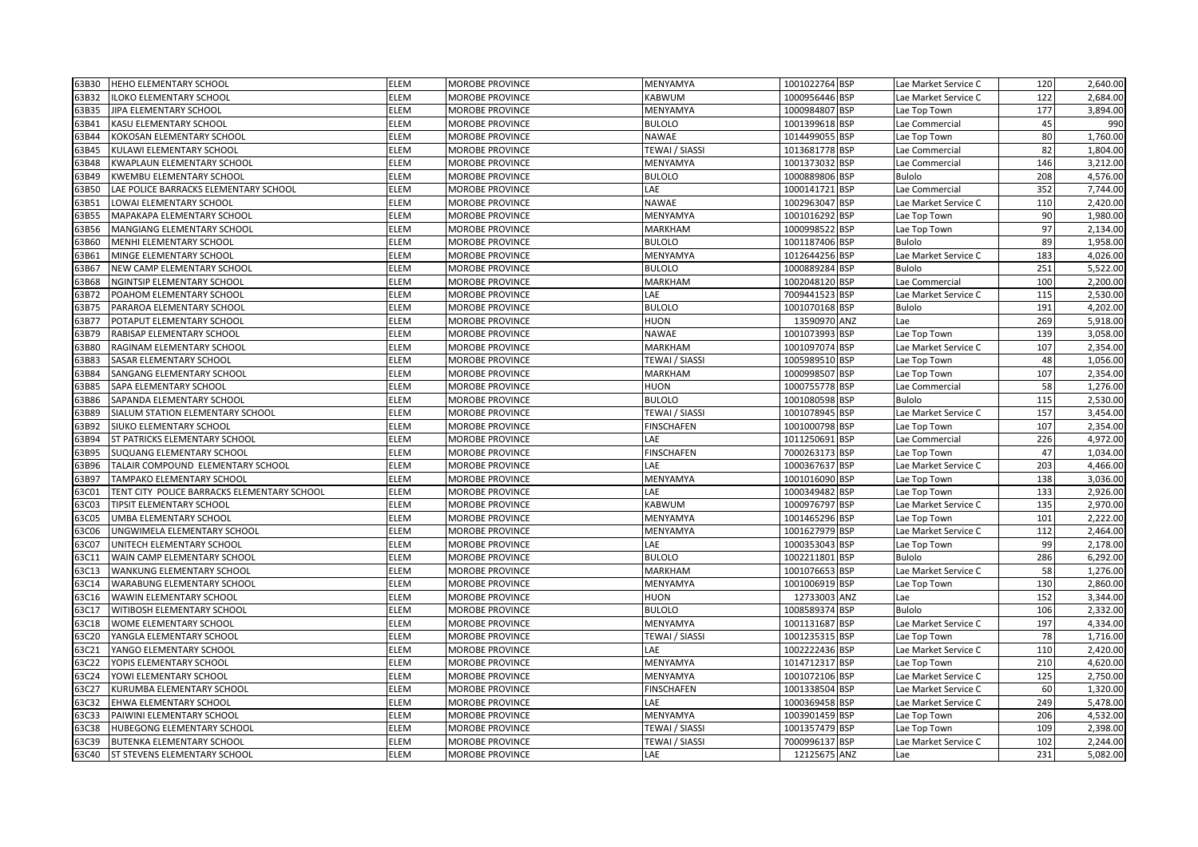| 63B30 | HEHO ELEMENTARY SCHOOL | ELEM | MOROBE PROVINCE | MENYAMYA | 1001022764 | BSP | Lae Market Service C | 120 | 2,640.00 |
|---|---|---|---|---|---|---|---|---|---|
| 63B32 | ILOKO ELEMENTARY SCHOOL | ELEM | MOROBE PROVINCE | KABWUM | 1000956446 | BSP | Lae Market Service C | 122 | 2,684.00 |
| 63B35 | JIPA ELEMENTARY SCHOOL | ELEM | MOROBE PROVINCE | MENYAMYA | 1000984807 | BSP | Lae Top Town | 177 | 3,894.00 |
| 63B41 | KASU ELEMENTARY SCHOOL | ELEM | MOROBE PROVINCE | BULOLO | 1001399618 | BSP | Lae Commercial | 45 | 990 |
| 63B44 | KOKOSAN ELEMENTARY SCHOOL | ELEM | MOROBE PROVINCE | NAWAE | 1014499055 | BSP | Lae Top Town | 80 | 1,760.00 |
| 63B45 | KULAWI ELEMENTARY SCHOOL | ELEM | MOROBE PROVINCE | TEWAI / SIASSI | 1013681778 | BSP | Lae Commercial | 82 | 1,804.00 |
| 63B48 | KWAPLAUN ELEMENTARY SCHOOL | ELEM | MOROBE PROVINCE | MENYAMYA | 1001373032 | BSP | Lae Commercial | 146 | 3,212.00 |
| 63B49 | KWEMBU ELEMENTARY SCHOOL | ELEM | MOROBE PROVINCE | BULOLO | 1000889806 | BSP | Bulolo | 208 | 4,576.00 |
| 63B50 | LAE POLICE BARRACKS ELEMENTARY SCHOOL | ELEM | MOROBE PROVINCE | LAE | 1000141721 | BSP | Lae Commercial | 352 | 7,744.00 |
| 63B51 | LOWAI ELEMENTARY SCHOOL | ELEM | MOROBE PROVINCE | NAWAE | 1002963047 | BSP | Lae Market Service C | 110 | 2,420.00 |
| 63B55 | MAPAKAPA ELEMENTARY SCHOOL | ELEM | MOROBE PROVINCE | MENYAMYA | 1001016292 | BSP | Lae Top Town | 90 | 1,980.00 |
| 63B56 | MANGIANG ELEMENTARY SCHOOL | ELEM | MOROBE PROVINCE | MARKHAM | 1000998522 | BSP | Lae Top Town | 97 | 2,134.00 |
| 63B60 | MENHI ELEMENTARY SCHOOL | ELEM | MOROBE PROVINCE | BULOLO | 1001187406 | BSP | Bulolo | 89 | 1,958.00 |
| 63B61 | MINGE ELEMENTARY SCHOOL | ELEM | MOROBE PROVINCE | MENYAMYA | 1012644256 | BSP | Lae Market Service C | 183 | 4,026.00 |
| 63B67 | NEW CAMP ELEMENTARY SCHOOL | ELEM | MOROBE PROVINCE | BULOLO | 1000889284 | BSP | Bulolo | 251 | 5,522.00 |
| 63B68 | NGINTSIP ELEMENTARY SCHOOL | ELEM | MOROBE PROVINCE | MARKHAM | 1002048120 | BSP | Lae Commercial | 100 | 2,200.00 |
| 63B72 | POAHOM ELEMENTARY SCHOOL | ELEM | MOROBE PROVINCE | LAE | 7009441523 | BSP | Lae Market Service C | 115 | 2,530.00 |
| 63B75 | PARAROA ELEMENTARY SCHOOL | ELEM | MOROBE PROVINCE | BULOLO | 1001070168 | BSP | Bulolo | 191 | 4,202.00 |
| 63B77 | POTAPUT ELEMENTARY SCHOOL | ELEM | MOROBE PROVINCE | HUON | 13590970 | ANZ | Lae | 269 | 5,918.00 |
| 63B79 | RABISAP ELEMENTARY SCHOOL | ELEM | MOROBE PROVINCE | NAWAE | 1001073993 | BSP | Lae Top Town | 139 | 3,058.00 |
| 63B80 | RAGINAM ELEMENTARY SCHOOL | ELEM | MOROBE PROVINCE | MARKHAM | 1001097074 | BSP | Lae Market Service C | 107 | 2,354.00 |
| 63B83 | SASAR ELEMENTARY SCHOOL | ELEM | MOROBE PROVINCE | TEWAI / SIASSI | 1005989510 | BSP | Lae Top Town | 48 | 1,056.00 |
| 63B84 | SANGANG ELEMENTARY SCHOOL | ELEM | MOROBE PROVINCE | MARKHAM | 1000998507 | BSP | Lae Top Town | 107 | 2,354.00 |
| 63B85 | SAPA ELEMENTARY SCHOOL | ELEM | MOROBE PROVINCE | HUON | 1000755778 | BSP | Lae Commercial | 58 | 1,276.00 |
| 63B86 | SAPANDA ELEMENTARY SCHOOL | ELEM | MOROBE PROVINCE | BULOLO | 1001080598 | BSP | Bulolo | 115 | 2,530.00 |
| 63B89 | SIALUM STATION ELEMENTARY SCHOOL | ELEM | MOROBE PROVINCE | TEWAI / SIASSI | 1001078945 | BSP | Lae Market Service C | 157 | 3,454.00 |
| 63B92 | SIUKO ELEMENTARY SCHOOL | ELEM | MOROBE PROVINCE | FINSCHAFEN | 1001000798 | BSP | Lae Top Town | 107 | 2,354.00 |
| 63B94 | ST PATRICKS ELEMENTARY SCHOOL | ELEM | MOROBE PROVINCE | LAE | 1011250691 | BSP | Lae Commercial | 226 | 4,972.00 |
| 63B95 | SUQUANG ELEMENTARY SCHOOL | ELEM | MOROBE PROVINCE | FINSCHAFEN | 7000263173 | BSP | Lae Top Town | 47 | 1,034.00 |
| 63B96 | TALAIR COMPOUND ELEMENTARY SCHOOL | ELEM | MOROBE PROVINCE | LAE | 1000367637 | BSP | Lae Market Service C | 203 | 4,466.00 |
| 63B97 | TAMPAKO ELEMENTARY SCHOOL | ELEM | MOROBE PROVINCE | MENYAMYA | 1001016090 | BSP | Lae Top Town | 138 | 3,036.00 |
| 63C01 | TENT CITY POLICE BARRACKS ELEMENTARY SCHOOL | ELEM | MOROBE PROVINCE | LAE | 1000349482 | BSP | Lae Top Town | 133 | 2,926.00 |
| 63C03 | TIPSIT ELEMENTARY SCHOOL | ELEM | MOROBE PROVINCE | KABWUM | 1000976797 | BSP | Lae Market Service C | 135 | 2,970.00 |
| 63C05 | UMBA ELEMENTARY SCHOOL | ELEM | MOROBE PROVINCE | MENYAMYA | 1001465296 | BSP | Lae Top Town | 101 | 2,222.00 |
| 63C06 | UNGWIMELA ELEMENTARY SCHOOL | ELEM | MOROBE PROVINCE | MENYAMYA | 1001627979 | BSP | Lae Market Service C | 112 | 2,464.00 |
| 63C07 | UNITECH ELEMENTARY SCHOOL | ELEM | MOROBE PROVINCE | LAE | 1000353043 | BSP | Lae Top Town | 99 | 2,178.00 |
| 63C11 | WAIN CAMP ELEMENTARY SCHOOL | ELEM | MOROBE PROVINCE | BULOLO | 1002211801 | BSP | Bulolo | 286 | 6,292.00 |
| 63C13 | WANKUNG ELEMENTARY SCHOOL | ELEM | MOROBE PROVINCE | MARKHAM | 1001076653 | BSP | Lae Market Service C | 58 | 1,276.00 |
| 63C14 | WARABUNG ELEMENTARY SCHOOL | ELEM | MOROBE PROVINCE | MENYAMYA | 1001006919 | BSP | Lae Top Town | 130 | 2,860.00 |
| 63C16 | WAWIN ELEMENTARY SCHOOL | ELEM | MOROBE PROVINCE | HUON | 12733003 | ANZ | Lae | 152 | 3,344.00 |
| 63C17 | WITIBOSH ELEMENTARY SCHOOL | ELEM | MOROBE PROVINCE | BULOLO | 1008589374 | BSP | Bulolo | 106 | 2,332.00 |
| 63C18 | WOME ELEMENTARY SCHOOL | ELEM | MOROBE PROVINCE | MENYAMYA | 1001131687 | BSP | Lae Market Service C | 197 | 4,334.00 |
| 63C20 | YANGLA ELEMENTARY SCHOOL | ELEM | MOROBE PROVINCE | TEWAI / SIASSI | 1001235315 | BSP | Lae Top Town | 78 | 1,716.00 |
| 63C21 | YANGO ELEMENTARY SCHOOL | ELEM | MOROBE PROVINCE | LAE | 1002222436 | BSP | Lae Market Service C | 110 | 2,420.00 |
| 63C22 | YOPIS ELEMENTARY SCHOOL | ELEM | MOROBE PROVINCE | MENYAMYA | 1014712317 | BSP | Lae Top Town | 210 | 4,620.00 |
| 63C24 | YOWI ELEMENTARY SCHOOL | ELEM | MOROBE PROVINCE | MENYAMYA | 1001072106 | BSP | Lae Market Service C | 125 | 2,750.00 |
| 63C27 | KURUMBA ELEMENTARY SCHOOL | ELEM | MOROBE PROVINCE | FINSCHAFEN | 1001338504 | BSP | Lae Market Service C | 60 | 1,320.00 |
| 63C32 | EHWA ELEMENTARY SCHOOL | ELEM | MOROBE PROVINCE | LAE | 1000369458 | BSP | Lae Market Service C | 249 | 5,478.00 |
| 63C33 | PAIWINI ELEMENTARY SCHOOL | ELEM | MOROBE PROVINCE | MENYAMYA | 1003901459 | BSP | Lae Top Town | 206 | 4,532.00 |
| 63C38 | HUBEGONG ELEMENTARY SCHOOL | ELEM | MOROBE PROVINCE | TEWAI / SIASSI | 1001357479 | BSP | Lae Top Town | 109 | 2,398.00 |
| 63C39 | BUTENKA ELEMENTARY SCHOOL | ELEM | MOROBE PROVINCE | TEWAI / SIASSI | 7000996137 | BSP | Lae Market Service C | 102 | 2,244.00 |
| 63C40 | ST STEVENS ELEMENTARY SCHOOL | ELEM | MOROBE PROVINCE | LAE | 12125675 | ANZ | Lae | 231 | 5,082.00 |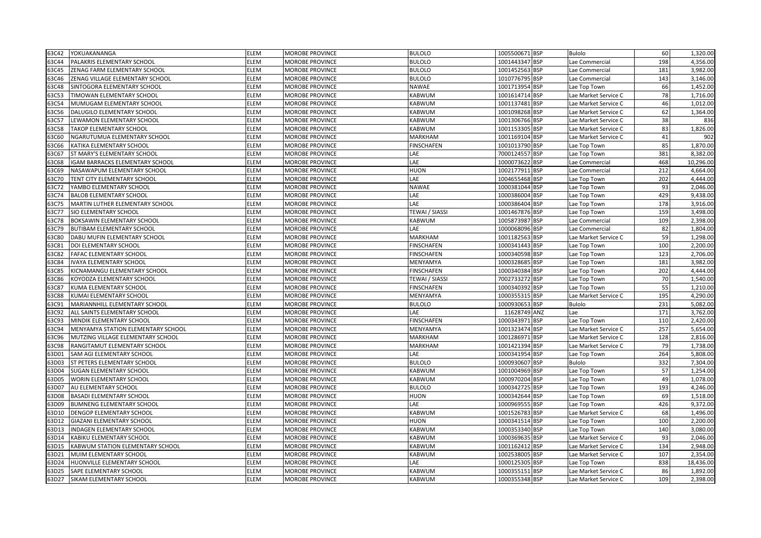| | | | | | | | | | |
|---|---|---|---|---|---|---|---|---|---|
| 63C42 | YOKUAKANANGA | ELEM | MOROBE PROVINCE | BULOLO | 1005500671 | BSP | Bulolo | 60 | 1,320.00 |
| 63C44 | PALAKRIS ELEMENTARY SCHOOL | ELEM | MOROBE PROVINCE | BULOLO | 1001443347 | BSP | Lae Commercial | 198 | 4,356.00 |
| 63C45 | ZENAG FARM ELEMENTARY SCHOOL | ELEM | MOROBE PROVINCE | BULOLO | 1001452563 | BSP | Lae Commercial | 181 | 3,982.00 |
| 63C46 | ZENAG VILLAGE ELEMENTARY SCHOOL | ELEM | MOROBE PROVINCE | BULOLO | 1010776795 | BSP | Lae Commercial | 143 | 3,146.00 |
| 63C48 | SINTOGORA ELEMENTARY SCHOOL | ELEM | MOROBE PROVINCE | NAWAE | 1001713954 | BSP | Lae Top Town | 66 | 1,452.00 |
| 63C53 | TIMOWAN ELEMENTARY SCHOOL | ELEM | MOROBE PROVINCE | KABWUM | 1001614714 | BSP | Lae Market Service C | 78 | 1,716.00 |
| 63C54 | MUMUGAM ELEMENTARY SCHOOL | ELEM | MOROBE PROVINCE | KABWUM | 1001137481 | BSP | Lae Market Service C | 46 | 1,012.00 |
| 63C56 | DALUGILO ELEMENTARY SCHOOL | ELEM | MOROBE PROVINCE | KABWUM | 1001098268 | BSP | Lae Market Service C | 62 | 1,364.00 |
| 63C57 | LEWAMON ELEMENTARY SCHOOL | ELEM | MOROBE PROVINCE | KABWUM | 1001306766 | BSP | Lae Market Service C | 38 | 836 |
| 63C58 | TAKOP ELEMENTARY SCHOOL | ELEM | MOROBE PROVINCE | KABWUM | 1001153305 | BSP | Lae Market Service C | 83 | 1,826.00 |
| 63C60 | NGARUTUMUA ELEMENTARY SCHOOL | ELEM | MOROBE PROVINCE | MARKHAM | 1001169104 | BSP | Lae Market Service C | 41 | 902 |
| 63C66 | KATIKA ELEMENTARY SCHOOL | ELEM | MOROBE PROVINCE | FINSCHAFEN | 1001013790 | BSP | Lae Top Town | 85 | 1,870.00 |
| 63C67 | ST MARY'S ELEMENTARY SCHOOL | ELEM | MOROBE PROVINCE | LAE | 7000124557 | BSP | Lae Top Town | 381 | 8,382.00 |
| 63C68 | IGAM BARRACKS ELEMENTARY SCHOOL | ELEM | MOROBE PROVINCE | LAE | 1000073622 | BSP | Lae Commercial | 468 | 10,296.00 |
| 63C69 | NASAWAPUM ELEMENTARY SCHOOL | ELEM | MOROBE PROVINCE | HUON | 1002177911 | BSP | Lae Commercial | 212 | 4,664.00 |
| 63C70 | TENT CITY ELEMENTARY SCHOOL | ELEM | MOROBE PROVINCE | LAE | 1004655468 | BSP | Lae Top Town | 202 | 4,444.00 |
| 63C72 | YAMBO ELEMENTARY SCHOOL | ELEM | MOROBE PROVINCE | NAWAE | 1000381044 | BSP | Lae Top Town | 93 | 2,046.00 |
| 63C74 | BALOB ELEMENTARY SCHOOL | ELEM | MOROBE PROVINCE | LAE | 1000386004 | BSP | Lae Top Town | 429 | 9,438.00 |
| 63C75 | MARTIN LUTHER ELEMENTARY SCHOOL | ELEM | MOROBE PROVINCE | LAE | 1000386404 | BSP | Lae Top Town | 178 | 3,916.00 |
| 63C77 | SIO ELEMENTARY SCHOOL | ELEM | MOROBE PROVINCE | TEWAI / SIASSI | 1001467876 | BSP | Lae Top Town | 159 | 3,498.00 |
| 63C78 | BOKSAWIN ELEMENTARY SCHOOL | ELEM | MOROBE PROVINCE | KABWUM | 1005873987 | BSP | Lae Commercial | 109 | 2,398.00 |
| 63C79 | BUTIBAM ELEMENTARY SCHOOL | ELEM | MOROBE PROVINCE | LAE | 1000068096 | BSP | Lae Commercial | 82 | 1,804.00 |
| 63C80 | DABU MUFIN ELEMENTARY SCHOOL | ELEM | MOROBE PROVINCE | MARKHAM | 1001182563 | BSP | Lae Market Service C | 59 | 1,298.00 |
| 63C81 | DOI ELEMENTARY SCHOOL | ELEM | MOROBE PROVINCE | FINSCHAFEN | 1000341443 | BSP | Lae Top Town | 100 | 2,200.00 |
| 63C82 | FAFAC ELEMENTARY SCHOOL | ELEM | MOROBE PROVINCE | FINSCHAFEN | 1000340598 | BSP | Lae Top Town | 123 | 2,706.00 |
| 63C84 | IVAYA ELEMENTARY SCHOOL | ELEM | MOROBE PROVINCE | MENYAMYA | 1000328685 | BSP | Lae Top Town | 181 | 3,982.00 |
| 63C85 | KICNAMANGU ELEMENTARY SCHOOL | ELEM | MOROBE PROVINCE | FINSCHAFEN | 1000340384 | BSP | Lae Top Town | 202 | 4,444.00 |
| 63C86 | KOYODZA ELEMENTARY SCHOOL | ELEM | MOROBE PROVINCE | TEWAI / SIASSI | 7002733272 | BSP | Lae Top Town | 70 | 1,540.00 |
| 63C87 | KUMA ELEMENTARY SCHOOL | ELEM | MOROBE PROVINCE | FINSCHAFEN | 1000340392 | BSP | Lae Top Town | 55 | 1,210.00 |
| 63C88 | KUMAI ELEMENTARY SCHOOL | ELEM | MOROBE PROVINCE | MENYAMYA | 1000355315 | BSP | Lae Market Service C | 195 | 4,290.00 |
| 63C91 | MARIANNHILL ELEMENTARY SCHOOL | ELEM | MOROBE PROVINCE | BULOLO | 1000930653 | BSP | Bulolo | 231 | 5,082.00 |
| 63C92 | ALL SAINTS ELEMENTARY SCHOOL | ELEM | MOROBE PROVINCE | LAE | 11628749 | ANZ | Lae | 171 | 3,762.00 |
| 63C93 | MINDIK ELEMENTARY SCHOOL | ELEM | MOROBE PROVINCE | FINSCHAFEN | 1000343971 | BSP | Lae Top Town | 110 | 2,420.00 |
| 63C94 | MENYAMYA STATION ELEMENTARY SCHOOL | ELEM | MOROBE PROVINCE | MENYAMYA | 1001323474 | BSP | Lae Market Service C | 257 | 5,654.00 |
| 63C96 | MUTZING VILLAGE ELEMENTARY SCHOOL | ELEM | MOROBE PROVINCE | MARKHAM | 1001286971 | BSP | Lae Market Service C | 128 | 2,816.00 |
| 63C98 | RANGITAMUT ELEMENTARY SCHOOL | ELEM | MOROBE PROVINCE | MARKHAM | 1001421394 | BSP | Lae Market Service C | 79 | 1,738.00 |
| 63D01 | SAM AGI ELEMENTARY SCHOOL | ELEM | MOROBE PROVINCE | LAE | 1000341954 | BSP | Lae Top Town | 264 | 5,808.00 |
| 63D03 | ST PETERS ELEMENTARY SCHOOL | ELEM | MOROBE PROVINCE | BULOLO | 1000930607 | BSP | Bulolo | 332 | 7,304.00 |
| 63D04 | SUGAN ELEMENTARY SCHOOL | ELEM | MOROBE PROVINCE | KABWUM | 1001004969 | BSP | Lae Top Town | 57 | 1,254.00 |
| 63D05 | WORIN ELEMENTARY SCHOOL | ELEM | MOROBE PROVINCE | KABWUM | 1000970204 | BSP | Lae Top Town | 49 | 1,078.00 |
| 63D07 | AU ELEMENTARY SCHOOL | ELEM | MOROBE PROVINCE | BULOLO | 1000342725 | BSP | Lae Top Town | 193 | 4,246.00 |
| 63D08 | BASADI ELEMENTARY SCHOOL | ELEM | MOROBE PROVINCE | HUON | 1000342644 | BSP | Lae Top Town | 69 | 1,518.00 |
| 63D09 | BUMNENG ELEMENTARY SCHOOL | ELEM | MOROBE PROVINCE | LAE | 1000969555 | BSP | Lae Top Town | 426 | 9,372.00 |
| 63D10 | DENGOP ELEMENTARY SCHOOL | ELEM | MOROBE PROVINCE | KABWUM | 1001526783 | BSP | Lae Market Service C | 68 | 1,496.00 |
| 63D12 | GIAZANI ELEMENTARY SCHOOL | ELEM | MOROBE PROVINCE | HUON | 1000341514 | BSP | Lae Top Town | 100 | 2,200.00 |
| 63D13 | INDAGEN ELEMENTARY SCHOOL | ELEM | MOROBE PROVINCE | KABWUM | 1000353340 | BSP | Lae Top Town | 140 | 3,080.00 |
| 63D14 | KABIKU ELEMENTARY SCHOOL | ELEM | MOROBE PROVINCE | KABWUM | 1000369635 | BSP | Lae Market Service C | 93 | 2,046.00 |
| 63D15 | KABWUM STATION ELEMENTARY SCHOOL | ELEM | MOROBE PROVINCE | KABWUM | 1001162412 | BSP | Lae Market Service C | 134 | 2,948.00 |
| 63D21 | MUIM ELEMENTARY SCHOOL | ELEM | MOROBE PROVINCE | KABWUM | 1002538005 | BSP | Lae Market Service C | 107 | 2,354.00 |
| 63D24 | HUONVILLE ELEMENTARY SCHOOL | ELEM | MOROBE PROVINCE | LAE | 1000125305 | BSP | Lae Top Town | 838 | 18,436.00 |
| 63D25 | SAPE ELEMENTARY SCHOOL | ELEM | MOROBE PROVINCE | KABWUM | 1000355151 | BSP | Lae Market Service C | 86 | 1,892.00 |
| 63D27 | SIKAM ELEMENTARY SCHOOL | ELEM | MOROBE PROVINCE | KABWUM | 1000355348 | BSP | Lae Market Service C | 109 | 2,398.00 |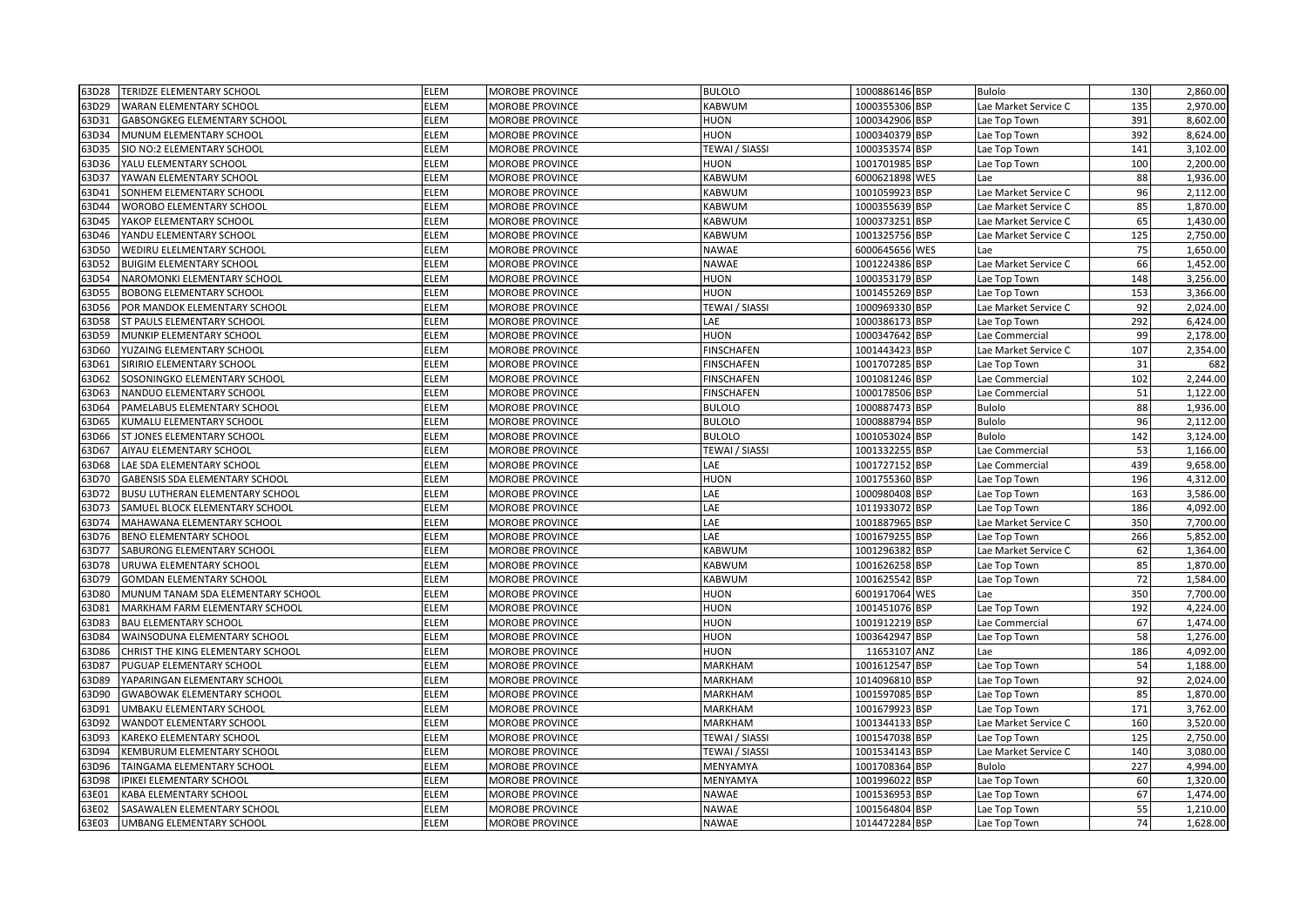| | | | | | | | | | |
|---|---|---|---|---|---|---|---|---|---|
| 63D28 | TERIDZE ELEMENTARY SCHOOL | ELEM | MOROBE PROVINCE | BULOLO | 1000886146 | BSP | Bulolo | 130 | 2,860.00 |
| 63D29 | WARAN ELEMENTARY SCHOOL | ELEM | MOROBE PROVINCE | KABWUM | 1000355306 | BSP | Lae Market Service C | 135 | 2,970.00 |
| 63D31 | GABSONGKEG ELEMENTARY SCHOOL | ELEM | MOROBE PROVINCE | HUON | 1000342906 | BSP | Lae Top Town | 391 | 8,602.00 |
| 63D34 | MUNUM ELEMENTARY SCHOOL | ELEM | MOROBE PROVINCE | HUON | 1000340379 | BSP | Lae Top Town | 392 | 8,624.00 |
| 63D35 | SIO NO:2 ELEMENTARY SCHOOL | ELEM | MOROBE PROVINCE | TEWAI / SIASSI | 1000353574 | BSP | Lae Top Town | 141 | 3,102.00 |
| 63D36 | YALU ELEMENTARY SCHOOL | ELEM | MOROBE PROVINCE | HUON | 1001701985 | BSP | Lae Top Town | 100 | 2,200.00 |
| 63D37 | YAWAN ELEMENTARY SCHOOL | ELEM | MOROBE PROVINCE | KABWUM | 6000621898 | WES | Lae | 88 | 1,936.00 |
| 63D41 | SONHEM ELEMENTARY SCHOOL | ELEM | MOROBE PROVINCE | KABWUM | 1001059923 | BSP | Lae Market Service C | 96 | 2,112.00 |
| 63D44 | WOROBO ELEMENTARY SCHOOL | ELEM | MOROBE PROVINCE | KABWUM | 1000355639 | BSP | Lae Market Service C | 85 | 1,870.00 |
| 63D45 | YAKOP ELEMENTARY SCHOOL | ELEM | MOROBE PROVINCE | KABWUM | 1000373251 | BSP | Lae Market Service C | 65 | 1,430.00 |
| 63D46 | YANDU ELEMENTARY SCHOOL | ELEM | MOROBE PROVINCE | KABWUM | 1001325756 | BSP | Lae Market Service C | 125 | 2,750.00 |
| 63D50 | WEDIRU ELELMENTARY SCHOOL | ELEM | MOROBE PROVINCE | NAWAE | 6000645656 | WES | Lae | 75 | 1,650.00 |
| 63D52 | BUIGIM ELEMENTARY SCHOOL | ELEM | MOROBE PROVINCE | NAWAE | 1001224386 | BSP | Lae Market Service C | 66 | 1,452.00 |
| 63D54 | NAROMONKI ELEMENTARY SCHOOL | ELEM | MOROBE PROVINCE | HUON | 1000353179 | BSP | Lae Top Town | 148 | 3,256.00 |
| 63D55 | BOBONG ELEMENTARY SCHOOL | ELEM | MOROBE PROVINCE | HUON | 1001455269 | BSP | Lae Top Town | 153 | 3,366.00 |
| 63D56 | POR MANDOK ELEMENTARY SCHOOL | ELEM | MOROBE PROVINCE | TEWAI / SIASSI | 1000969330 | BSP | Lae Market Service C | 92 | 2,024.00 |
| 63D58 | ST PAULS ELEMENTARY SCHOOL | ELEM | MOROBE PROVINCE | LAE | 1000386173 | BSP | Lae Top Town | 292 | 6,424.00 |
| 63D59 | MUNKIP ELEMENTARY SCHOOL | ELEM | MOROBE PROVINCE | HUON | 1000347642 | BSP | Lae Commercial | 99 | 2,178.00 |
| 63D60 | YUZAING ELEMENTARY SCHOOL | ELEM | MOROBE PROVINCE | FINSCHAFEN | 1001443423 | BSP | Lae Market Service C | 107 | 2,354.00 |
| 63D61 | SIRIRIO ELEMENTARY SCHOOL | ELEM | MOROBE PROVINCE | FINSCHAFEN | 1001707285 | BSP | Lae Top Town | 31 | 682 |
| 63D62 | SOSONINGKO ELEMENTARY SCHOOL | ELEM | MOROBE PROVINCE | FINSCHAFEN | 1001081246 | BSP | Lae Commercial | 102 | 2,244.00 |
| 63D63 | NANDUO ELEMENTARY SCHOOL | ELEM | MOROBE PROVINCE | FINSCHAFEN | 1000178506 | BSP | Lae Commercial | 51 | 1,122.00 |
| 63D64 | PAMELABUS ELEMENTARY SCHOOL | ELEM | MOROBE PROVINCE | BULOLO | 1000887473 | BSP | Bulolo | 88 | 1,936.00 |
| 63D65 | KUMALU ELEMENTARY SCHOOL | ELEM | MOROBE PROVINCE | BULOLO | 1000888794 | BSP | Bulolo | 96 | 2,112.00 |
| 63D66 | ST JONES ELEMENTARY SCHOOL | ELEM | MOROBE PROVINCE | BULOLO | 1001053024 | BSP | Bulolo | 142 | 3,124.00 |
| 63D67 | AIYAU ELEMENTARY SCHOOL | ELEM | MOROBE PROVINCE | TEWAI / SIASSI | 1001332255 | BSP | Lae Commercial | 53 | 1,166.00 |
| 63D68 | LAE SDA ELEMENTARY SCHOOL | ELEM | MOROBE PROVINCE | LAE | 1001727152 | BSP | Lae Commercial | 439 | 9,658.00 |
| 63D70 | GABENSIS SDA ELEMENTARY SCHOOL | ELEM | MOROBE PROVINCE | HUON | 1001755360 | BSP | Lae Top Town | 196 | 4,312.00 |
| 63D72 | BUSU LUTHERAN ELEMENTARY SCHOOL | ELEM | MOROBE PROVINCE | LAE | 1000980408 | BSP | Lae Top Town | 163 | 3,586.00 |
| 63D73 | SAMUEL BLOCK ELEMENTARY SCHOOL | ELEM | MOROBE PROVINCE | LAE | 1011933072 | BSP | Lae Top Town | 186 | 4,092.00 |
| 63D74 | MAHAWANA ELEMENTARY SCHOOL | ELEM | MOROBE PROVINCE | LAE | 1001887965 | BSP | Lae Market Service C | 350 | 7,700.00 |
| 63D76 | BENO ELEMENTARY SCHOOL | ELEM | MOROBE PROVINCE | LAE | 1001679255 | BSP | Lae Top Town | 266 | 5,852.00 |
| 63D77 | SABURONG ELEMENTARY SCHOOL | ELEM | MOROBE PROVINCE | KABWUM | 1001296382 | BSP | Lae Market Service C | 62 | 1,364.00 |
| 63D78 | URUWA ELEMENTARY SCHOOL | ELEM | MOROBE PROVINCE | KABWUM | 1001626258 | BSP | Lae Top Town | 85 | 1,870.00 |
| 63D79 | GOMDAN ELEMENTARY SCHOOL | ELEM | MOROBE PROVINCE | KABWUM | 1001625542 | BSP | Lae Top Town | 72 | 1,584.00 |
| 63D80 | MUNUM TANAM SDA ELEMENTARY SCHOOL | ELEM | MOROBE PROVINCE | HUON | 6001917064 | WES | Lae | 350 | 7,700.00 |
| 63D81 | MARKHAM FARM ELEMENTARY SCHOOL | ELEM | MOROBE PROVINCE | HUON | 1001451076 | BSP | Lae Top Town | 192 | 4,224.00 |
| 63D83 | BAU ELEMENTARY SCHOOL | ELEM | MOROBE PROVINCE | HUON | 1001912219 | BSP | Lae Commercial | 67 | 1,474.00 |
| 63D84 | WAINSODUNA ELEMENTARY SCHOOL | ELEM | MOROBE PROVINCE | HUON | 1003642947 | BSP | Lae Top Town | 58 | 1,276.00 |
| 63D86 | CHRIST THE KING ELEMENTARY SCHOOL | ELEM | MOROBE PROVINCE | HUON | 11653107 | ANZ | Lae | 186 | 4,092.00 |
| 63D87 | PUGUAP ELEMENTARY SCHOOL | ELEM | MOROBE PROVINCE | MARKHAM | 1001612547 | BSP | Lae Top Town | 54 | 1,188.00 |
| 63D89 | YAPARINGAN ELEMENTARY SCHOOL | ELEM | MOROBE PROVINCE | MARKHAM | 1014096810 | BSP | Lae Top Town | 92 | 2,024.00 |
| 63D90 | GWABOWAK ELEMENTARY SCHOOL | ELEM | MOROBE PROVINCE | MARKHAM | 1001597085 | BSP | Lae Top Town | 85 | 1,870.00 |
| 63D91 | UMBAKU ELEMENTARY SCHOOL | ELEM | MOROBE PROVINCE | MARKHAM | 1001679923 | BSP | Lae Top Town | 171 | 3,762.00 |
| 63D92 | WANDOT ELEMENTARY SCHOOL | ELEM | MOROBE PROVINCE | MARKHAM | 1001344133 | BSP | Lae Market Service C | 160 | 3,520.00 |
| 63D93 | KAREKO ELEMENTARY SCHOOL | ELEM | MOROBE PROVINCE | TEWAI / SIASSI | 1001547038 | BSP | Lae Top Town | 125 | 2,750.00 |
| 63D94 | KEMBURUM ELEMENTARY SCHOOL | ELEM | MOROBE PROVINCE | TEWAI / SIASSI | 1001534143 | BSP | Lae Market Service C | 140 | 3,080.00 |
| 63D96 | TAINGAMA ELEMENTARY SCHOOL | ELEM | MOROBE PROVINCE | MENYAMYA | 1001708364 | BSP | Bulolo | 227 | 4,994.00 |
| 63D98 | IPIKEI ELEMENTARY SCHOOL | ELEM | MOROBE PROVINCE | MENYAMYA | 1001996022 | BSP | Lae Top Town | 60 | 1,320.00 |
| 63E01 | KABA ELEMENTARY SCHOOL | ELEM | MOROBE PROVINCE | NAWAE | 1001536953 | BSP | Lae Top Town | 67 | 1,474.00 |
| 63E02 | SASAWALEN ELEMENTARY SCHOOL | ELEM | MOROBE PROVINCE | NAWAE | 1001564804 | BSP | Lae Top Town | 55 | 1,210.00 |
| 63E03 | UMBANG ELEMENTARY SCHOOL | ELEM | MOROBE PROVINCE | NAWAE | 1014472284 | BSP | Lae Top Town | 74 | 1,628.00 |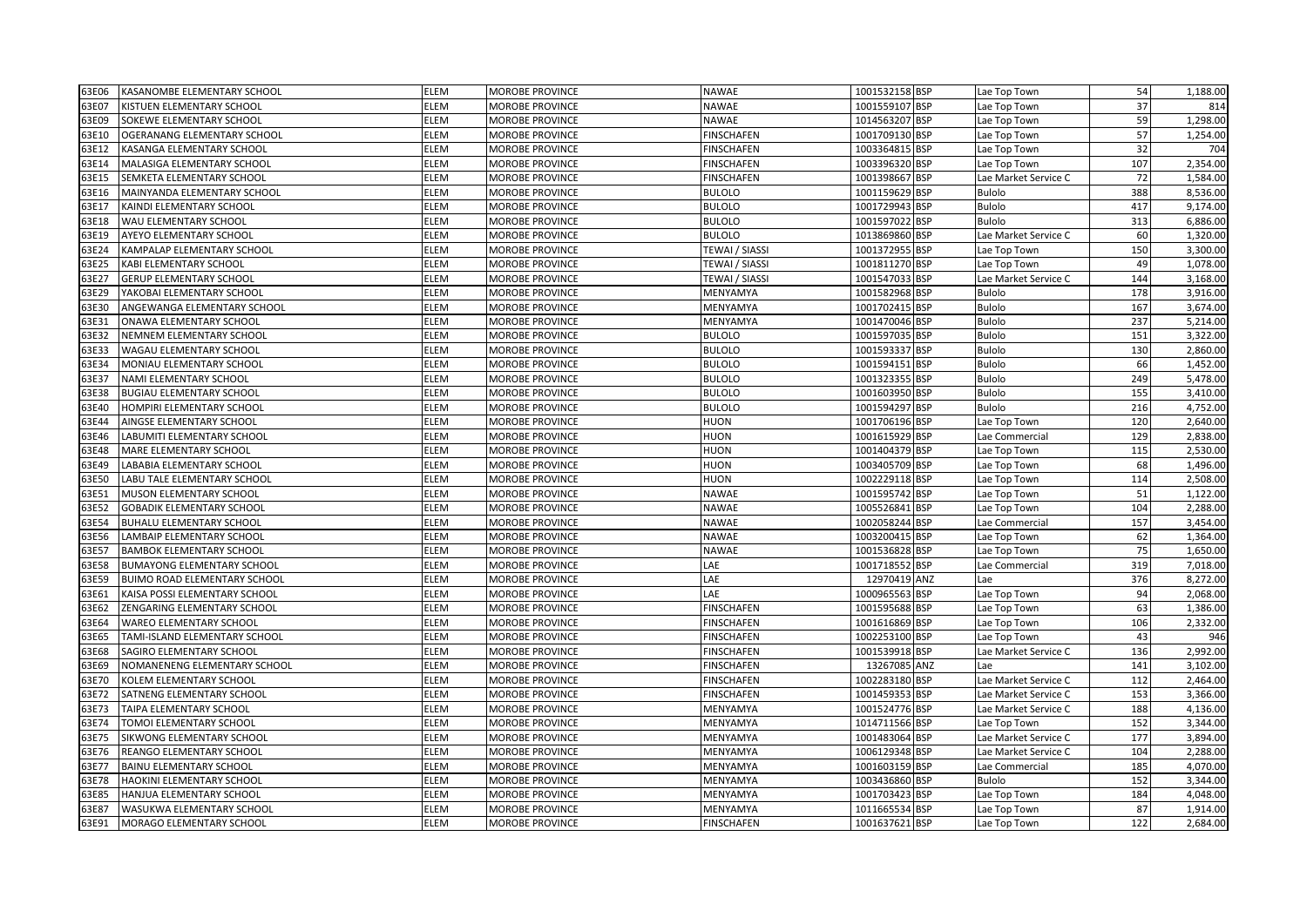| 63E06 | KASANOMBE ELEMENTARY SCHOOL | ELEM | MOROBE PROVINCE | NAWAE | 1001532158 | BSP | Lae Top Town | 54 | 1,188.00 |
|---|---|---|---|---|---|---|---|---|---|
| 63E07 | KISTUEN ELEMENTARY SCHOOL | ELEM | MOROBE PROVINCE | NAWAE | 1001559107 | BSP | Lae Top Town | 37 | 814 |
| 63E09 | SOKEWE ELEMENTARY SCHOOL | ELEM | MOROBE PROVINCE | NAWAE | 1014563207 | BSP | Lae Top Town | 59 | 1,298.00 |
| 63E10 | OGERANANG ELEMENTARY SCHOOL | ELEM | MOROBE PROVINCE | FINSCHAFEN | 1001709130 | BSP | Lae Top Town | 57 | 1,254.00 |
| 63E12 | KASANGA ELEMENTARY SCHOOL | ELEM | MOROBE PROVINCE | FINSCHAFEN | 1003364815 | BSP | Lae Top Town | 32 | 704 |
| 63E14 | MALASIGA ELEMENTARY SCHOOL | ELEM | MOROBE PROVINCE | FINSCHAFEN | 1003396320 | BSP | Lae Top Town | 107 | 2,354.00 |
| 63E15 | SEMKETA ELEMENTARY SCHOOL | ELEM | MOROBE PROVINCE | FINSCHAFEN | 1001398667 | BSP | Lae Market Service C | 72 | 1,584.00 |
| 63E16 | MAINYANDA ELEMENTARY SCHOOL | ELEM | MOROBE PROVINCE | BULOLO | 1001159629 | BSP | Bulolo | 388 | 8,536.00 |
| 63E17 | KAINDI ELEMENTARY SCHOOL | ELEM | MOROBE PROVINCE | BULOLO | 1001729943 | BSP | Bulolo | 417 | 9,174.00 |
| 63E18 | WAU ELEMENTARY SCHOOL | ELEM | MOROBE PROVINCE | BULOLO | 1001597022 | BSP | Bulolo | 313 | 6,886.00 |
| 63E19 | AYEYO ELEMENTARY SCHOOL | ELEM | MOROBE PROVINCE | BULOLO | 1013869860 | BSP | Lae Market Service C | 60 | 1,320.00 |
| 63E24 | KAMPALAP ELEMENTARY SCHOOL | ELEM | MOROBE PROVINCE | TEWAI / SIASSI | 1001372955 | BSP | Lae Top Town | 150 | 3,300.00 |
| 63E25 | KABI ELEMENTARY SCHOOL | ELEM | MOROBE PROVINCE | TEWAI / SIASSI | 1001811270 | BSP | Lae Top Town | 49 | 1,078.00 |
| 63E27 | GERUP ELEMENTARY SCHOOL | ELEM | MOROBE PROVINCE | TEWAI / SIASSI | 1001547033 | BSP | Lae Market Service C | 144 | 3,168.00 |
| 63E29 | YAKOBAI ELEMENTARY SCHOOL | ELEM | MOROBE PROVINCE | MENYAMYA | 1001582968 | BSP | Bulolo | 178 | 3,916.00 |
| 63E30 | ANGEWANGA ELEMENTARY SCHOOL | ELEM | MOROBE PROVINCE | MENYAMYA | 1001702415 | BSP | Bulolo | 167 | 3,674.00 |
| 63E31 | ONAWA ELEMENTARY SCHOOL | ELEM | MOROBE PROVINCE | MENYAMYA | 1001470046 | BSP | Bulolo | 237 | 5,214.00 |
| 63E32 | NEMNEM ELEMENTARY SCHOOL | ELEM | MOROBE PROVINCE | BULOLO | 1001597035 | BSP | Bulolo | 151 | 3,322.00 |
| 63E33 | WAGAU ELEMENTARY SCHOOL | ELEM | MOROBE PROVINCE | BULOLO | 1001593337 | BSP | Bulolo | 130 | 2,860.00 |
| 63E34 | MONIAU ELEMENTARY SCHOOL | ELEM | MOROBE PROVINCE | BULOLO | 1001594151 | BSP | Bulolo | 66 | 1,452.00 |
| 63E37 | NAMI ELEMENTARY SCHOOL | ELEM | MOROBE PROVINCE | BULOLO | 1001323355 | BSP | Bulolo | 249 | 5,478.00 |
| 63E38 | BUGIAU ELEMENTARY SCHOOL | ELEM | MOROBE PROVINCE | BULOLO | 1001603950 | BSP | Bulolo | 155 | 3,410.00 |
| 63E40 | HOMPIRI ELEMENTARY SCHOOL | ELEM | MOROBE PROVINCE | BULOLO | 1001594297 | BSP | Bulolo | 216 | 4,752.00 |
| 63E44 | AINGSE ELEMENTARY SCHOOL | ELEM | MOROBE PROVINCE | HUON | 1001706196 | BSP | Lae Top Town | 120 | 2,640.00 |
| 63E46 | LABUMITI ELEMENTARY SCHOOL | ELEM | MOROBE PROVINCE | HUON | 1001615929 | BSP | Lae Commercial | 129 | 2,838.00 |
| 63E48 | MARE ELEMENTARY SCHOOL | ELEM | MOROBE PROVINCE | HUON | 1001404379 | BSP | Lae Top Town | 115 | 2,530.00 |
| 63E49 | LABABIA ELEMENTARY SCHOOL | ELEM | MOROBE PROVINCE | HUON | 1003405709 | BSP | Lae Top Town | 68 | 1,496.00 |
| 63E50 | LABU TALE ELEMENTARY SCHOOL | ELEM | MOROBE PROVINCE | HUON | 1002229118 | BSP | Lae Top Town | 114 | 2,508.00 |
| 63E51 | MUSON ELEMENTARY SCHOOL | ELEM | MOROBE PROVINCE | NAWAE | 1001595742 | BSP | Lae Top Town | 51 | 1,122.00 |
| 63E52 | GOBADIK ELEMENTARY SCHOOL | ELEM | MOROBE PROVINCE | NAWAE | 1005526841 | BSP | Lae Top Town | 104 | 2,288.00 |
| 63E54 | BUHALU ELEMENTARY SCHOOL | ELEM | MOROBE PROVINCE | NAWAE | 1002058244 | BSP | Lae Commercial | 157 | 3,454.00 |
| 63E56 | LAMBAIP ELEMENTARY SCHOOL | ELEM | MOROBE PROVINCE | NAWAE | 1003200415 | BSP | Lae Top Town | 62 | 1,364.00 |
| 63E57 | BAMBOK ELEMENTARY SCHOOL | ELEM | MOROBE PROVINCE | NAWAE | 1001536828 | BSP | Lae Top Town | 75 | 1,650.00 |
| 63E58 | BUMAYONG ELEMENTARY SCHOOL | ELEM | MOROBE PROVINCE | LAE | 1001718552 | BSP | Lae Commercial | 319 | 7,018.00 |
| 63E59 | BUIMO ROAD ELEMENTARY SCHOOL | ELEM | MOROBE PROVINCE | LAE | 12970419 | ANZ | Lae | 376 | 8,272.00 |
| 63E61 | KAISA POSSI ELEMENTARY SCHOOL | ELEM | MOROBE PROVINCE | LAE | 1000965563 | BSP | Lae Top Town | 94 | 2,068.00 |
| 63E62 | ZENGARING ELEMENTARY SCHOOL | ELEM | MOROBE PROVINCE | FINSCHAFEN | 1001595688 | BSP | Lae Top Town | 63 | 1,386.00 |
| 63E64 | WAREO ELEMENTARY SCHOOL | ELEM | MOROBE PROVINCE | FINSCHAFEN | 1001616869 | BSP | Lae Top Town | 106 | 2,332.00 |
| 63E65 | TAMI-ISLAND ELEMENTARY SCHOOL | ELEM | MOROBE PROVINCE | FINSCHAFEN | 1002253100 | BSP | Lae Top Town | 43 | 946 |
| 63E68 | SAGIRO ELEMENTARY SCHOOL | ELEM | MOROBE PROVINCE | FINSCHAFEN | 1001539918 | BSP | Lae Market Service C | 136 | 2,992.00 |
| 63E69 | NOMANENENG ELEMENTARY SCHOOL | ELEM | MOROBE PROVINCE | FINSCHAFEN | 13267085 | ANZ | Lae | 141 | 3,102.00 |
| 63E70 | KOLEM ELEMENTARY SCHOOL | ELEM | MOROBE PROVINCE | FINSCHAFEN | 1002283180 | BSP | Lae Market Service C | 112 | 2,464.00 |
| 63E72 | SATNENG ELEMENTARY SCHOOL | ELEM | MOROBE PROVINCE | FINSCHAFEN | 1001459353 | BSP | Lae Market Service C | 153 | 3,366.00 |
| 63E73 | TAIPA ELEMENTARY SCHOOL | ELEM | MOROBE PROVINCE | MENYAMYA | 1001524776 | BSP | Lae Market Service C | 188 | 4,136.00 |
| 63E74 | TOMOI ELEMENTARY SCHOOL | ELEM | MOROBE PROVINCE | MENYAMYA | 1014711566 | BSP | Lae Top Town | 152 | 3,344.00 |
| 63E75 | SIKWONG ELEMENTARY SCHOOL | ELEM | MOROBE PROVINCE | MENYAMYA | 1001483064 | BSP | Lae Market Service C | 177 | 3,894.00 |
| 63E76 | REANGO ELEMENTARY SCHOOL | ELEM | MOROBE PROVINCE | MENYAMYA | 1006129348 | BSP | Lae Market Service C | 104 | 2,288.00 |
| 63E77 | BAINU ELEMENTARY SCHOOL | ELEM | MOROBE PROVINCE | MENYAMYA | 1001603159 | BSP | Lae Commercial | 185 | 4,070.00 |
| 63E78 | HAOKINI ELEMENTARY SCHOOL | ELEM | MOROBE PROVINCE | MENYAMYA | 1003436860 | BSP | Bulolo | 152 | 3,344.00 |
| 63E85 | HANJUA ELEMENTARY SCHOOL | ELEM | MOROBE PROVINCE | MENYAMYA | 1001703423 | BSP | Lae Top Town | 184 | 4,048.00 |
| 63E87 | WASUKWA ELEMENTARY SCHOOL | ELEM | MOROBE PROVINCE | MENYAMYA | 1011665534 | BSP | Lae Top Town | 87 | 1,914.00 |
| 63E91 | MORAGO ELEMENTARY SCHOOL | ELEM | MOROBE PROVINCE | FINSCHAFEN | 1001637621 | BSP | Lae Top Town | 122 | 2,684.00 |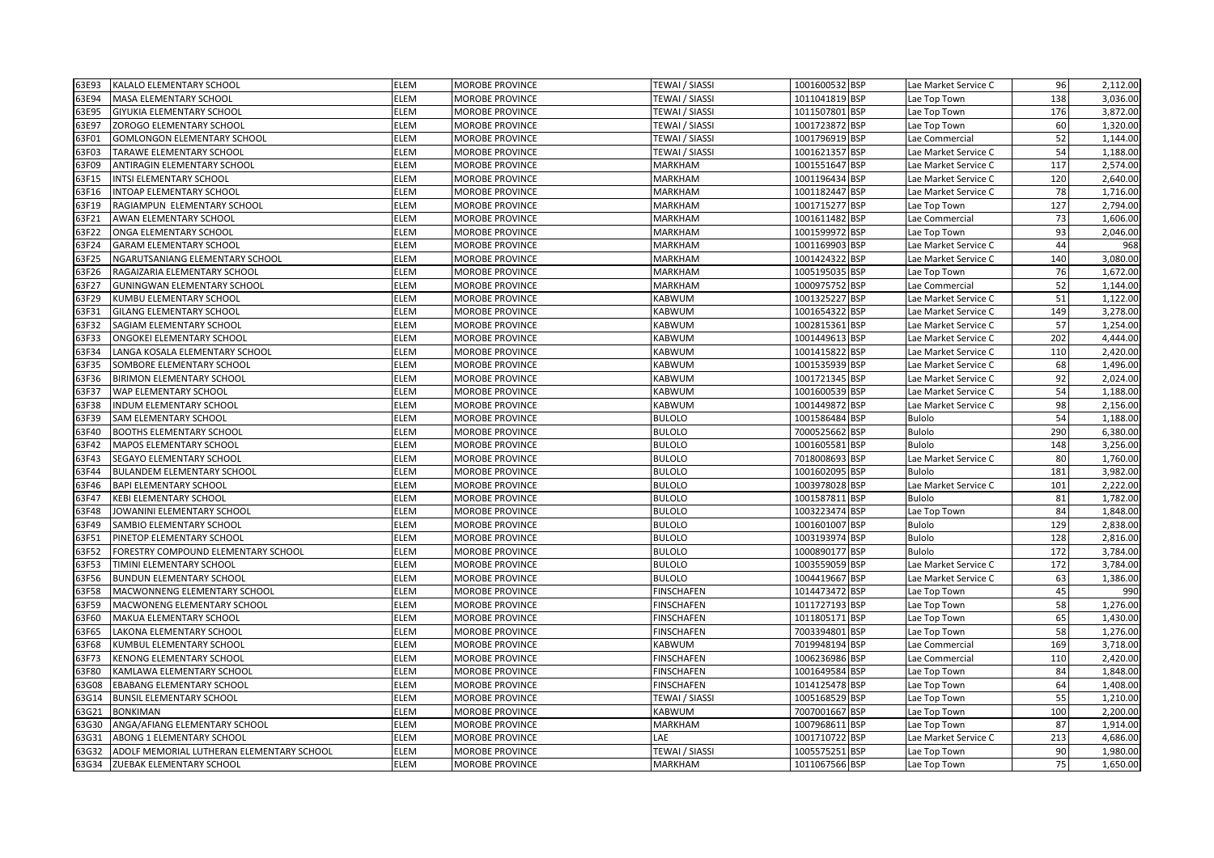| | | | | | | | | | |
|---|---|---|---|---|---|---|---|---|---|
| 63E93 | KALALO ELEMENTARY SCHOOL | ELEM | MOROBE PROVINCE | TEWAI / SIASSI | 1001600532 | BSP | Lae Market Service C | 96 | 2,112.00 |
| 63E94 | MASA ELEMENTARY SCHOOL | ELEM | MOROBE PROVINCE | TEWAI / SIASSI | 1011041819 | BSP | Lae Top Town | 138 | 3,036.00 |
| 63E95 | GIYUKIA ELEMENTARY SCHOOL | ELEM | MOROBE PROVINCE | TEWAI / SIASSI | 1011507801 | BSP | Lae Top Town | 176 | 3,872.00 |
| 63E97 | ZOROGO ELEMENTARY SCHOOL | ELEM | MOROBE PROVINCE | TEWAI / SIASSI | 1001723872 | BSP | Lae Top Town | 60 | 1,320.00 |
| 63F01 | GOMLONGON ELEMENTARY SCHOOL | ELEM | MOROBE PROVINCE | TEWAI / SIASSI | 1001796919 | BSP | Lae Commercial | 52 | 1,144.00 |
| 63F03 | TARAWE ELEMENTARY SCHOOL | ELEM | MOROBE PROVINCE | TEWAI / SIASSI | 1001621357 | BSP | Lae Market Service C | 54 | 1,188.00 |
| 63F09 | ANTIRAGIN ELEMENTARY SCHOOL | ELEM | MOROBE PROVINCE | MARKHAM | 1001551647 | BSP | Lae Market Service C | 117 | 2,574.00 |
| 63F15 | INTSI ELEMENTARY SCHOOL | ELEM | MOROBE PROVINCE | MARKHAM | 1001196434 | BSP | Lae Market Service C | 120 | 2,640.00 |
| 63F16 | INTOAP ELEMENTARY SCHOOL | ELEM | MOROBE PROVINCE | MARKHAM | 1001182447 | BSP | Lae Market Service C | 78 | 1,716.00 |
| 63F19 | RAGIAMPUN ELEMENTARY SCHOOL | ELEM | MOROBE PROVINCE | MARKHAM | 1001715277 | BSP | Lae Top Town | 127 | 2,794.00 |
| 63F21 | AWAN ELEMENTARY SCHOOL | ELEM | MOROBE PROVINCE | MARKHAM | 1001611482 | BSP | Lae Commercial | 73 | 1,606.00 |
| 63F22 | ONGA ELEMENTARY SCHOOL | ELEM | MOROBE PROVINCE | MARKHAM | 1001599972 | BSP | Lae Top Town | 93 | 2,046.00 |
| 63F24 | GARAM ELEMENTARY SCHOOL | ELEM | MOROBE PROVINCE | MARKHAM | 1001169903 | BSP | Lae Market Service C | 44 | 968 |
| 63F25 | NGARUTSANIANG ELEMENTARY SCHOOL | ELEM | MOROBE PROVINCE | MARKHAM | 1001424322 | BSP | Lae Market Service C | 140 | 3,080.00 |
| 63F26 | RAGAIZARIA ELEMENTARY SCHOOL | ELEM | MOROBE PROVINCE | MARKHAM | 1005195035 | BSP | Lae Top Town | 76 | 1,672.00 |
| 63F27 | GUNINGWAN ELEMENTARY SCHOOL | ELEM | MOROBE PROVINCE | MARKHAM | 1000975752 | BSP | Lae Commercial | 52 | 1,144.00 |
| 63F29 | KUMBU ELEMENTARY SCHOOL | ELEM | MOROBE PROVINCE | KABWUM | 1001325227 | BSP | Lae Market Service C | 51 | 1,122.00 |
| 63F31 | GILANG ELEMENTARY SCHOOL | ELEM | MOROBE PROVINCE | KABWUM | 1001654322 | BSP | Lae Market Service C | 149 | 3,278.00 |
| 63F32 | SAGIAM ELEMENTARY SCHOOL | ELEM | MOROBE PROVINCE | KABWUM | 1002815361 | BSP | Lae Market Service C | 57 | 1,254.00 |
| 63F33 | ONGOKEI ELEMENTARY SCHOOL | ELEM | MOROBE PROVINCE | KABWUM | 1001449613 | BSP | Lae Market Service C | 202 | 4,444.00 |
| 63F34 | LANGA KOSALA ELEMENTARY SCHOOL | ELEM | MOROBE PROVINCE | KABWUM | 1001415822 | BSP | Lae Market Service C | 110 | 2,420.00 |
| 63F35 | SOMBORE ELEMENTARY SCHOOL | ELEM | MOROBE PROVINCE | KABWUM | 1001535939 | BSP | Lae Market Service C | 68 | 1,496.00 |
| 63F36 | BIRIMON ELEMENTARY SCHOOL | ELEM | MOROBE PROVINCE | KABWUM | 1001721345 | BSP | Lae Market Service C | 92 | 2,024.00 |
| 63F37 | WAP ELEMENTARY SCHOOL | ELEM | MOROBE PROVINCE | KABWUM | 1001600539 | BSP | Lae Market Service C | 54 | 1,188.00 |
| 63F38 | INDUM ELEMENTARY SCHOOL | ELEM | MOROBE PROVINCE | KABWUM | 1001449872 | BSP | Lae Market Service C | 98 | 2,156.00 |
| 63F39 | SAM ELEMENTARY SCHOOL | ELEM | MOROBE PROVINCE | BULOLO | 1001586484 | BSP | Bulolo | 54 | 1,188.00 |
| 63F40 | BOOTHS ELEMENTARY SCHOOL | ELEM | MOROBE PROVINCE | BULOLO | 7000525662 | BSP | Bulolo | 290 | 6,380.00 |
| 63F42 | MAPOS ELEMENTARY SCHOOL | ELEM | MOROBE PROVINCE | BULOLO | 1001605581 | BSP | Bulolo | 148 | 3,256.00 |
| 63F43 | SEGAYO ELEMENTARY SCHOOL | ELEM | MOROBE PROVINCE | BULOLO | 7018008693 | BSP | Lae Market Service C | 80 | 1,760.00 |
| 63F44 | BULANDEM ELEMENTARY SCHOOL | ELEM | MOROBE PROVINCE | BULOLO | 1001602095 | BSP | Bulolo | 181 | 3,982.00 |
| 63F46 | BAPI ELEMENTARY SCHOOL | ELEM | MOROBE PROVINCE | BULOLO | 1003978028 | BSP | Lae Market Service C | 101 | 2,222.00 |
| 63F47 | KEBI ELEMENTARY SCHOOL | ELEM | MOROBE PROVINCE | BULOLO | 1001587811 | BSP | Bulolo | 81 | 1,782.00 |
| 63F48 | JOWANINI ELEMENTARY SCHOOL | ELEM | MOROBE PROVINCE | BULOLO | 1003223474 | BSP | Lae Top Town | 84 | 1,848.00 |
| 63F49 | SAMBIO ELEMENTARY SCHOOL | ELEM | MOROBE PROVINCE | BULOLO | 1001601007 | BSP | Bulolo | 129 | 2,838.00 |
| 63F51 | PINETOP ELEMENTARY SCHOOL | ELEM | MOROBE PROVINCE | BULOLO | 1003193974 | BSP | Bulolo | 128 | 2,816.00 |
| 63F52 | FORESTRY COMPOUND ELEMENTARY SCHOOL | ELEM | MOROBE PROVINCE | BULOLO | 1000890177 | BSP | Bulolo | 172 | 3,784.00 |
| 63F53 | TIMINI ELEMENTARY SCHOOL | ELEM | MOROBE PROVINCE | BULOLO | 1003559059 | BSP | Lae Market Service C | 172 | 3,784.00 |
| 63F56 | BUNDUN ELEMENTARY SCHOOL | ELEM | MOROBE PROVINCE | BULOLO | 1004419667 | BSP | Lae Market Service C | 63 | 1,386.00 |
| 63F58 | MACWONNENG ELEMENTARY SCHOOL | ELEM | MOROBE PROVINCE | FINSCHAFEN | 1014473472 | BSP | Lae Top Town | 45 | 990 |
| 63F59 | MACWONENG ELEMENTARY SCHOOL | ELEM | MOROBE PROVINCE | FINSCHAFEN | 1011727193 | BSP | Lae Top Town | 58 | 1,276.00 |
| 63F60 | MAKUA ELEMENTARY SCHOOL | ELEM | MOROBE PROVINCE | FINSCHAFEN | 1011805171 | BSP | Lae Top Town | 65 | 1,430.00 |
| 63F65 | LAKONA ELEMENTARY SCHOOL | ELEM | MOROBE PROVINCE | FINSCHAFEN | 7003394801 | BSP | Lae Top Town | 58 | 1,276.00 |
| 63F68 | KUMBUL ELEMENTARY SCHOOL | ELEM | MOROBE PROVINCE | KABWUM | 7019948194 | BSP | Lae Commercial | 169 | 3,718.00 |
| 63F73 | KENONG ELEMENTARY SCHOOL | ELEM | MOROBE PROVINCE | FINSCHAFEN | 1006236986 | BSP | Lae Commercial | 110 | 2,420.00 |
| 63F80 | KAMLAWA ELEMENTARY SCHOOL | ELEM | MOROBE PROVINCE | FINSCHAFEN | 1001649584 | BSP | Lae Top Town | 84 | 1,848.00 |
| 63G08 | EBABANG ELEMENTARY SCHOOL | ELEM | MOROBE PROVINCE | FINSCHAFEN | 1014125478 | BSP | Lae Top Town | 64 | 1,408.00 |
| 63G14 | BUNSIL ELEMENTARY SCHOOL | ELEM | MOROBE PROVINCE | TEWAI / SIASSI | 1005168529 | BSP | Lae Top Town | 55 | 1,210.00 |
| 63G21 | BONKIMAN | ELEM | MOROBE PROVINCE | KABWUM | 7007001667 | BSP | Lae Top Town | 100 | 2,200.00 |
| 63G30 | ANGA/AFIANG ELEMENTARY SCHOOL | ELEM | MOROBE PROVINCE | MARKHAM | 1007968611 | BSP | Lae Top Town | 87 | 1,914.00 |
| 63G31 | ABONG 1 ELEMENTARY SCHOOL | ELEM | MOROBE PROVINCE | LAE | 1001710722 | BSP | Lae Market Service C | 213 | 4,686.00 |
| 63G32 | ADOLF MEMORIAL LUTHERAN ELEMENTARY SCHOOL | ELEM | MOROBE PROVINCE | TEWAI / SIASSI | 1005575251 | BSP | Lae Top Town | 90 | 1,980.00 |
| 63G34 | ZUEBAK ELEMENTARY SCHOOL | ELEM | MOROBE PROVINCE | MARKHAM | 1011067566 | BSP | Lae Top Town | 75 | 1,650.00 |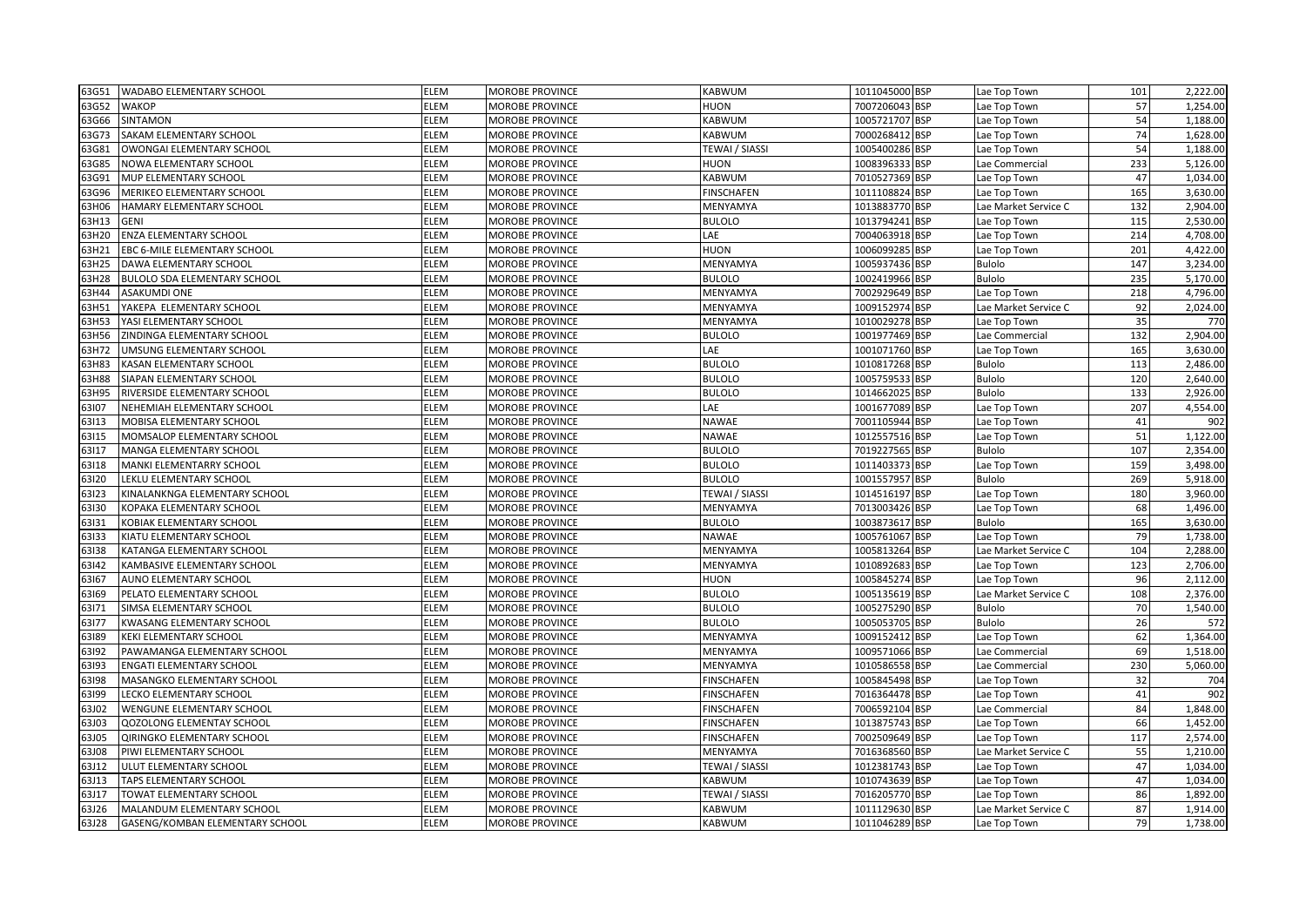| 63G51 | WADABO ELEMENTARY SCHOOL | ELEM | MOROBE PROVINCE | KABWUM | 1011045000 | BSP | Lae Top Town | 101 | 2,222.00 |
|---|---|---|---|---|---|---|---|---|---|
| 63G52 | WAKOP | ELEM | MOROBE PROVINCE | HUON | 7007206043 | BSP | Lae Top Town | 57 | 1,254.00 |
| 63G66 | SINTAMON | ELEM | MOROBE PROVINCE | KABWUM | 1005721707 | BSP | Lae Top Town | 54 | 1,188.00 |
| 63G73 | SAKAM ELEMENTARY SCHOOL | ELEM | MOROBE PROVINCE | KABWUM | 7000268412 | BSP | Lae Top Town | 74 | 1,628.00 |
| 63G81 | OWONGAI ELEMENTARY SCHOOL | ELEM | MOROBE PROVINCE | TEWAI / SIASSI | 1005400286 | BSP | Lae Top Town | 54 | 1,188.00 |
| 63G85 | NOWA ELEMENTARY SCHOOL | ELEM | MOROBE PROVINCE | HUON | 1008396333 | BSP | Lae Commercial | 233 | 5,126.00 |
| 63G91 | MUP ELEMENTARY SCHOOL | ELEM | MOROBE PROVINCE | KABWUM | 7010527369 | BSP | Lae Top Town | 47 | 1,034.00 |
| 63G96 | MERIKEO ELEMENTARY SCHOOL | ELEM | MOROBE PROVINCE | FINSCHAFEN | 1011108824 | BSP | Lae Top Town | 165 | 3,630.00 |
| 63H06 | HAMARY ELEMENTARY SCHOOL | ELEM | MOROBE PROVINCE | MENYAMYA | 1013883770 | BSP | Lae Market Service C | 132 | 2,904.00 |
| 63H13 | GENI | ELEM | MOROBE PROVINCE | BULOLO | 1013794241 | BSP | Lae Top Town | 115 | 2,530.00 |
| 63H20 | ENZA ELEMENTARY SCHOOL | ELEM | MOROBE PROVINCE | LAE | 7004063918 | BSP | Lae Top Town | 214 | 4,708.00 |
| 63H21 | EBC 6-MILE ELEMENTARY SCHOOL | ELEM | MOROBE PROVINCE | HUON | 1006099285 | BSP | Lae Top Town | 201 | 4,422.00 |
| 63H25 | DAWA ELEMENTARY SCHOOL | ELEM | MOROBE PROVINCE | MENYAMYA | 1005937436 | BSP | Bulolo | 147 | 3,234.00 |
| 63H28 | BULOLO SDA ELEMENTARY SCHOOL | ELEM | MOROBE PROVINCE | BULOLO | 1002419966 | BSP | Bulolo | 235 | 5,170.00 |
| 63H44 | ASAKUMDI ONE | ELEM | MOROBE PROVINCE | MENYAMYA | 7002929649 | BSP | Lae Top Town | 218 | 4,796.00 |
| 63H51 | YAKEPA ELEMENTARY SCHOOL | ELEM | MOROBE PROVINCE | MENYAMYA | 1009152974 | BSP | Lae Market Service C | 92 | 2,024.00 |
| 63H53 | YASI ELEMENTARY SCHOOL | ELEM | MOROBE PROVINCE | MENYAMYA | 1010029278 | BSP | Lae Top Town | 35 | 770 |
| 63H56 | ZINDINGA ELEMENTARY SCHOOL | ELEM | MOROBE PROVINCE | BULOLO | 1001977469 | BSP | Lae Commercial | 132 | 2,904.00 |
| 63H72 | UMSUNG ELEMENTARY SCHOOL | ELEM | MOROBE PROVINCE | LAE | 1001071760 | BSP | Lae Top Town | 165 | 3,630.00 |
| 63H83 | KASAN ELEMENTARY SCHOOL | ELEM | MOROBE PROVINCE | BULOLO | 1010817268 | BSP | Bulolo | 113 | 2,486.00 |
| 63H88 | SIAPAN ELEMENTARY SCHOOL | ELEM | MOROBE PROVINCE | BULOLO | 1005759533 | BSP | Bulolo | 120 | 2,640.00 |
| 63H95 | RIVERSIDE ELEMENTARY SCHOOL | ELEM | MOROBE PROVINCE | BULOLO | 1014662025 | BSP | Bulolo | 133 | 2,926.00 |
| 63I07 | NEHEMIAH ELEMENTARY SCHOOL | ELEM | MOROBE PROVINCE | LAE | 1001677089 | BSP | Lae Top Town | 207 | 4,554.00 |
| 63I13 | MOBISA ELEMENTARY SCHOOL | ELEM | MOROBE PROVINCE | NAWAE | 7001105944 | BSP | Lae Top Town | 41 | 902 |
| 63I15 | MOMSALOP ELEMENTARY SCHOOL | ELEM | MOROBE PROVINCE | NAWAE | 1012557516 | BSP | Lae Top Town | 51 | 1,122.00 |
| 63I17 | MANGA ELEMENTARY SCHOOL | ELEM | MOROBE PROVINCE | BULOLO | 7019227565 | BSP | Bulolo | 107 | 2,354.00 |
| 63I18 | MANKI ELEMENTARRY SCHOOL | ELEM | MOROBE PROVINCE | BULOLO | 1011403373 | BSP | Lae Top Town | 159 | 3,498.00 |
| 63I20 | LEKLU ELEMENTARY SCHOOL | ELEM | MOROBE PROVINCE | BULOLO | 1001557957 | BSP | Bulolo | 269 | 5,918.00 |
| 63I23 | KINALANKNGA ELEMENTARY SCHOOL | ELEM | MOROBE PROVINCE | TEWAI / SIASSI | 1014516197 | BSP | Lae Top Town | 180 | 3,960.00 |
| 63I30 | KOPAKA ELEMENTARY SCHOOL | ELEM | MOROBE PROVINCE | MENYAMYA | 7013003426 | BSP | Lae Top Town | 68 | 1,496.00 |
| 63I31 | KOBIAK ELEMENTARY SCHOOL | ELEM | MOROBE PROVINCE | BULOLO | 1003873617 | BSP | Bulolo | 165 | 3,630.00 |
| 63I33 | KIATU ELEMENTARY SCHOOL | ELEM | MOROBE PROVINCE | NAWAE | 1005761067 | BSP | Lae Top Town | 79 | 1,738.00 |
| 63I38 | KATANGA ELEMENTARY SCHOOL | ELEM | MOROBE PROVINCE | MENYAMYA | 1005813264 | BSP | Lae Market Service C | 104 | 2,288.00 |
| 63I42 | KAMBASIVE ELEMENTARY SCHOOL | ELEM | MOROBE PROVINCE | MENYAMYA | 1010892683 | BSP | Lae Top Town | 123 | 2,706.00 |
| 63I67 | AUNO ELEMENTARY SCHOOL | ELEM | MOROBE PROVINCE | HUON | 1005845274 | BSP | Lae Top Town | 96 | 2,112.00 |
| 63I69 | PELATO ELEMENTARY SCHOOL | ELEM | MOROBE PROVINCE | BULOLO | 1005135619 | BSP | Lae Market Service C | 108 | 2,376.00 |
| 63I71 | SIMSA ELEMENTARY SCHOOL | ELEM | MOROBE PROVINCE | BULOLO | 1005275290 | BSP | Bulolo | 70 | 1,540.00 |
| 63I77 | KWASANG ELEMENTARY SCHOOL | ELEM | MOROBE PROVINCE | BULOLO | 1005053705 | BSP | Bulolo | 26 | 572 |
| 63I89 | KEKI ELEMENTARY SCHOOL | ELEM | MOROBE PROVINCE | MENYAMYA | 1009152412 | BSP | Lae Top Town | 62 | 1,364.00 |
| 63I92 | PAWAMANGA ELEMENTARY SCHOOL | ELEM | MOROBE PROVINCE | MENYAMYA | 1009571066 | BSP | Lae Commercial | 69 | 1,518.00 |
| 63I93 | ENGATI ELEMENTARY SCHOOL | ELEM | MOROBE PROVINCE | MENYAMYA | 1010586558 | BSP | Lae Commercial | 230 | 5,060.00 |
| 63I98 | MASANGKO ELEMENTARY SCHOOL | ELEM | MOROBE PROVINCE | FINSCHAFEN | 1005845498 | BSP | Lae Top Town | 32 | 704 |
| 63I99 | LECKO ELEMENTARY SCHOOL | ELEM | MOROBE PROVINCE | FINSCHAFEN | 7016364478 | BSP | Lae Top Town | 41 | 902 |
| 63J02 | WENGUNE ELEMENTARY SCHOOL | ELEM | MOROBE PROVINCE | FINSCHAFEN | 7006592104 | BSP | Lae Commercial | 84 | 1,848.00 |
| 63J03 | QOZOLONG ELEMENTAY SCHOOL | ELEM | MOROBE PROVINCE | FINSCHAFEN | 1013875743 | BSP | Lae Top Town | 66 | 1,452.00 |
| 63J05 | QIRINGKO ELEMENTARY SCHOOL | ELEM | MOROBE PROVINCE | FINSCHAFEN | 7002509649 | BSP | Lae Top Town | 117 | 2,574.00 |
| 63J08 | PIWI ELEMENTARY SCHOOL | ELEM | MOROBE PROVINCE | MENYAMYA | 7016368560 | BSP | Lae Market Service C | 55 | 1,210.00 |
| 63J12 | ULUT ELEMENTARY SCHOOL | ELEM | MOROBE PROVINCE | TEWAI / SIASSI | 1012381743 | BSP | Lae Top Town | 47 | 1,034.00 |
| 63J13 | TAPS ELEMENTARY SCHOOL | ELEM | MOROBE PROVINCE | KABWUM | 1010743639 | BSP | Lae Top Town | 47 | 1,034.00 |
| 63J17 | TOWAT ELEMENTARY SCHOOL | ELEM | MOROBE PROVINCE | TEWAI / SIASSI | 7016205770 | BSP | Lae Top Town | 86 | 1,892.00 |
| 63J26 | MALANDUM ELEMENTARY SCHOOL | ELEM | MOROBE PROVINCE | KABWUM | 1011129630 | BSP | Lae Market Service C | 87 | 1,914.00 |
| 63J28 | GASENG/KOMBAN ELEMENTARY SCHOOL | ELEM | MOROBE PROVINCE | KABWUM | 1011046289 | BSP | Lae Top Town | 79 | 1,738.00 |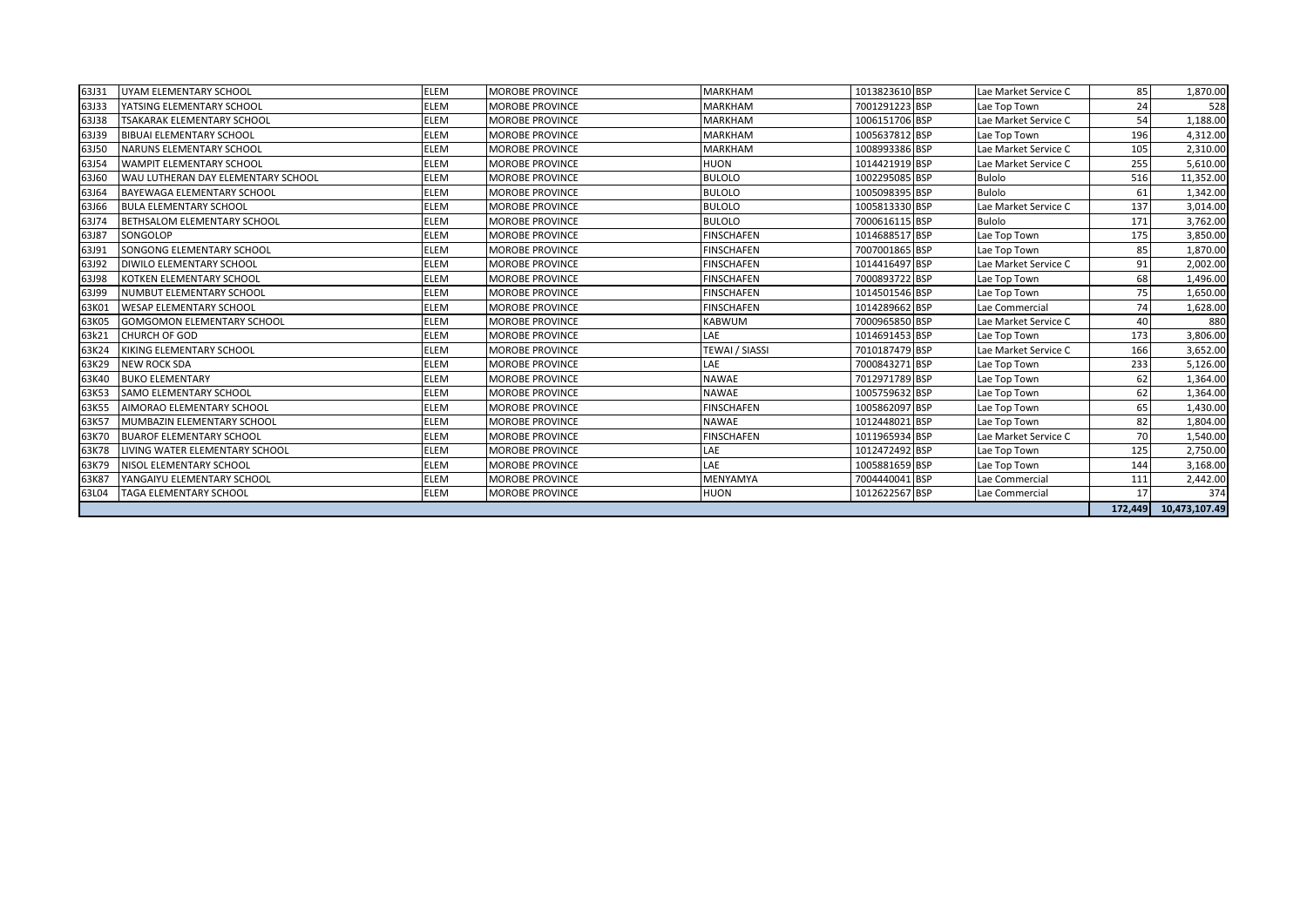| | | | | | | | | | |
|---|---|---|---|---|---|---|---|---|---|
| 63J31 | UYAM ELEMENTARY SCHOOL | ELEM | MOROBE PROVINCE | MARKHAM | 1013823610 | BSP | Lae Market Service C | 85 | 1,870.00 |
| 63J33 | YATSING ELEMENTARY SCHOOL | ELEM | MOROBE PROVINCE | MARKHAM | 7001291223 | BSP | Lae Top Town | 24 | 528 |
| 63J38 | TSAKARAK ELEMENTARY SCHOOL | ELEM | MOROBE PROVINCE | MARKHAM | 1006151706 | BSP | Lae Market Service C | 54 | 1,188.00 |
| 63J39 | BIBUAI ELEMENTARY SCHOOL | ELEM | MOROBE PROVINCE | MARKHAM | 1005637812 | BSP | Lae Top Town | 196 | 4,312.00 |
| 63J50 | NARUNS ELEMENTARY SCHOOL | ELEM | MOROBE PROVINCE | MARKHAM | 1008993386 | BSP | Lae Market Service C | 105 | 2,310.00 |
| 63J54 | WAMPIT ELEMENTARY SCHOOL | ELEM | MOROBE PROVINCE | HUON | 1014421919 | BSP | Lae Market Service C | 255 | 5,610.00 |
| 63J60 | WAU LUTHERAN DAY ELEMENTARY SCHOOL | ELEM | MOROBE PROVINCE | BULOLO | 1002295085 | BSP | Bulolo | 516 | 11,352.00 |
| 63J64 | BAYEWAGA ELEMENTARY SCHOOL | ELEM | MOROBE PROVINCE | BULOLO | 1005098395 | BSP | Bulolo | 61 | 1,342.00 |
| 63J66 | BULA ELEMENTARY SCHOOL | ELEM | MOROBE PROVINCE | BULOLO | 1005813330 | BSP | Lae Market Service C | 137 | 3,014.00 |
| 63J74 | BETHSALOM ELEMENTARY SCHOOL | ELEM | MOROBE PROVINCE | BULOLO | 7000616115 | BSP | Bulolo | 171 | 3,762.00 |
| 63J87 | SONGOLOP | ELEM | MOROBE PROVINCE | FINSCHAFEN | 1014688517 | BSP | Lae Top Town | 175 | 3,850.00 |
| 63J91 | SONGONG ELEMENTARY SCHOOL | ELEM | MOROBE PROVINCE | FINSCHAFEN | 7007001865 | BSP | Lae Top Town | 85 | 1,870.00 |
| 63J92 | DIWILO ELEMENTARY SCHOOL | ELEM | MOROBE PROVINCE | FINSCHAFEN | 1014416497 | BSP | Lae Market Service C | 91 | 2,002.00 |
| 63J98 | KOTKEN ELEMENTARY SCHOOL | ELEM | MOROBE PROVINCE | FINSCHAFEN | 7000893722 | BSP | Lae Top Town | 68 | 1,496.00 |
| 63J99 | NUMBUT ELEMENTARY SCHOOL | ELEM | MOROBE PROVINCE | FINSCHAFEN | 1014501546 | BSP | Lae Top Town | 75 | 1,650.00 |
| 63K01 | WESAP ELEMENTARY SCHOOL | ELEM | MOROBE PROVINCE | FINSCHAFEN | 1014289662 | BSP | Lae Commercial | 74 | 1,628.00 |
| 63K05 | GOMGOMON ELEMENTARY SCHOOL | ELEM | MOROBE PROVINCE | KABWUM | 7000965850 | BSP | Lae Market Service C | 40 | 880 |
| 63k21 | CHURCH OF GOD | ELEM | MOROBE PROVINCE | LAE | 1014691453 | BSP | Lae Top Town | 173 | 3,806.00 |
| 63K24 | KIKING ELEMENTARY SCHOOL | ELEM | MOROBE PROVINCE | TEWAI / SIASSI | 7010187479 | BSP | Lae Market Service C | 166 | 3,652.00 |
| 63K29 | NEW ROCK SDA | ELEM | MOROBE PROVINCE | LAE | 7000843271 | BSP | Lae Top Town | 233 | 5,126.00 |
| 63K40 | BUKO ELEMENTARY | ELEM | MOROBE PROVINCE | NAWAE | 7012971789 | BSP | Lae Top Town | 62 | 1,364.00 |
| 63K53 | SAMO ELEMENTARY SCHOOL | ELEM | MOROBE PROVINCE | NAWAE | 1005759632 | BSP | Lae Top Town | 62 | 1,364.00 |
| 63K55 | AIMORAO ELEMENTARY SCHOOL | ELEM | MOROBE PROVINCE | FINSCHAFEN | 1005862097 | BSP | Lae Top Town | 65 | 1,430.00 |
| 63K57 | MUMBAZIN ELEMENTARY SCHOOL | ELEM | MOROBE PROVINCE | NAWAE | 1012448021 | BSP | Lae Top Town | 82 | 1,804.00 |
| 63K70 | BUAROF ELEMENTARY SCHOOL | ELEM | MOROBE PROVINCE | FINSCHAFEN | 1011965934 | BSP | Lae Market Service C | 70 | 1,540.00 |
| 63K78 | LIVING WATER ELEMENTARY SCHOOL | ELEM | MOROBE PROVINCE | LAE | 1012472492 | BSP | Lae Top Town | 125 | 2,750.00 |
| 63K79 | NISOL ELEMENTARY SCHOOL | ELEM | MOROBE PROVINCE | LAE | 1005881659 | BSP | Lae Top Town | 144 | 3,168.00 |
| 63K87 | YANGAIYU ELEMENTARY SCHOOL | ELEM | MOROBE PROVINCE | MENYAMYA | 7004440041 | BSP | Lae Commercial | 111 | 2,442.00 |
| 63L04 | TAGA ELEMENTARY SCHOOL | ELEM | MOROBE PROVINCE | HUON | 1012622567 | BSP | Lae Commercial | 17 | 374 |
| | | | | | | | | **172,449** | **10,473,107.49** |